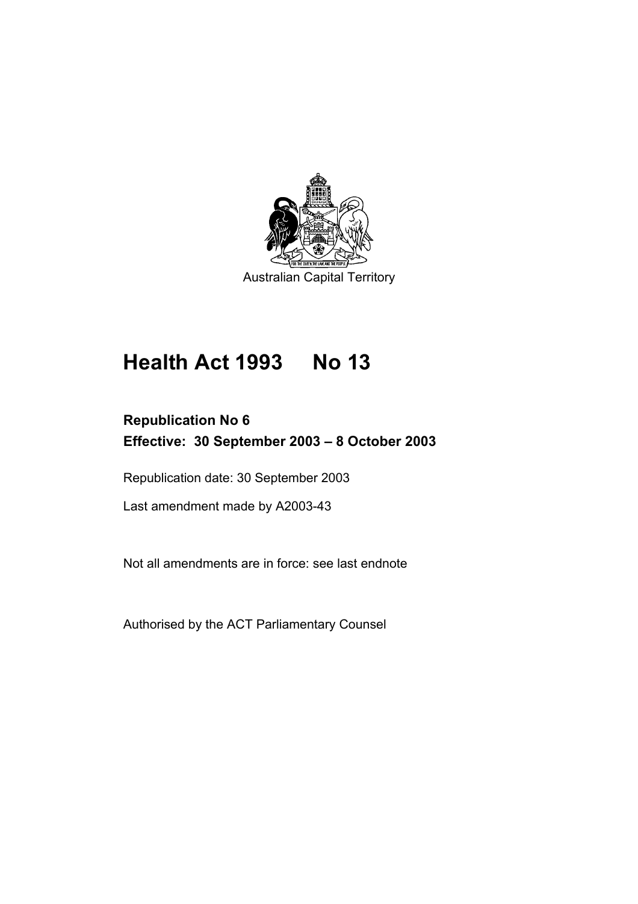Australian Capital Territory

# Health Act 1993 No 13

**Republication No 6**
**Effective: 30 September 2003 – 8 October 2003**

Republication date: 30 September 2003

Last amendment made by A2003-43

Not all amendments are in force: see last endnote

Authorised by the ACT Parliamentary Counsel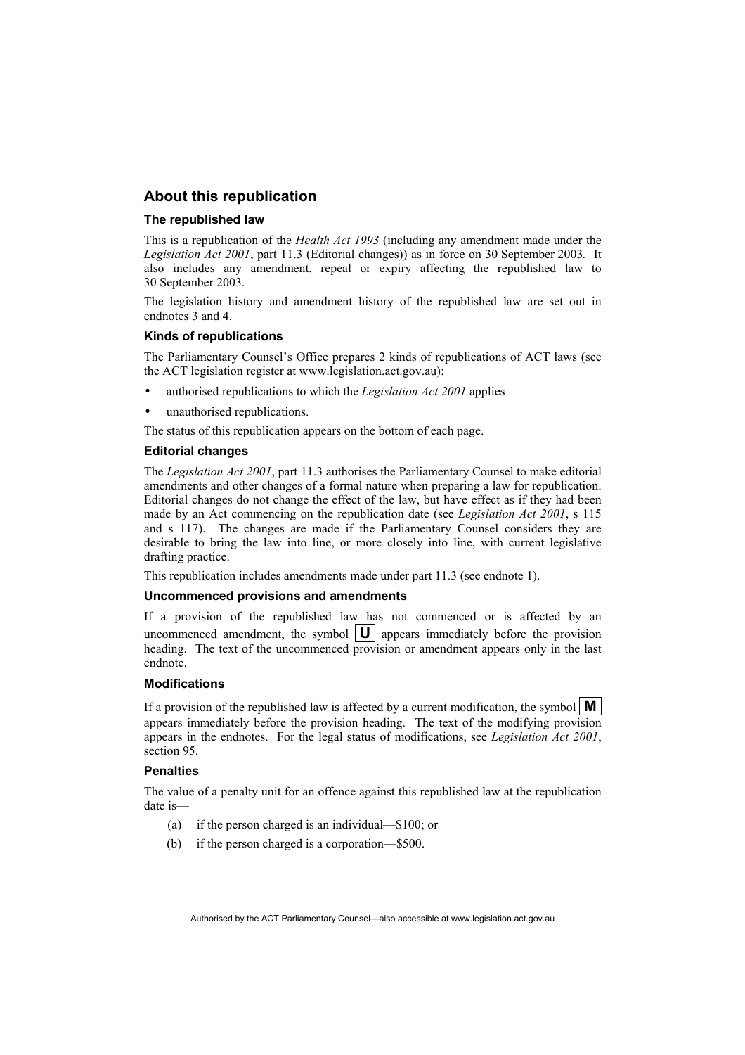## About this republication

### The republished law

This is a republication of the *Health Act 1993* (including any amendment made under the *Legislation Act 2001*, part 11.3 (Editorial changes)) as in force on 30 September 2003*.* It also includes any amendment, repeal or expiry affecting the republished law to 30 September 2003.

The legislation history and amendment history of the republished law are set out in endnotes 3 and 4.

### Kinds of republications

The Parliamentary Counsel's Office prepares 2 kinds of republications of ACT laws (see the ACT legislation register at www.legislation.act.gov.au):

- authorised republications to which the *Legislation Act 2001* applies
- unauthorised republications.

The status of this republication appears on the bottom of each page.

### Editorial changes

The *Legislation Act 2001*, part 11.3 authorises the Parliamentary Counsel to make editorial amendments and other changes of a formal nature when preparing a law for republication. Editorial changes do not change the effect of the law, but have effect as if they had been made by an Act commencing on the republication date (see *Legislation Act 2001*, s 115 and s 117). The changes are made if the Parliamentary Counsel considers they are desirable to bring the law into line, or more closely into line, with current legislative drafting practice.

This republication includes amendments made under part 11.3 (see endnote 1).

### Uncommenced provisions and amendments

If a provision of the republished law has not commenced or is affected by an uncommenced amendment, the symbol **U** appears immediately before the provision heading. The text of the uncommenced provision or amendment appears only in the last endnote.

### Modifications

If a provision of the republished law is affected by a current modification, the symbol **M** appears immediately before the provision heading. The text of the modifying provision appears in the endnotes. For the legal status of modifications, see *Legislation Act 2001*, section 95.

### Penalties

The value of a penalty unit for an offence against this republished law at the republication date is—

(a) if the person charged is an individual—$100; or

(b) if the person charged is a corporation—$500.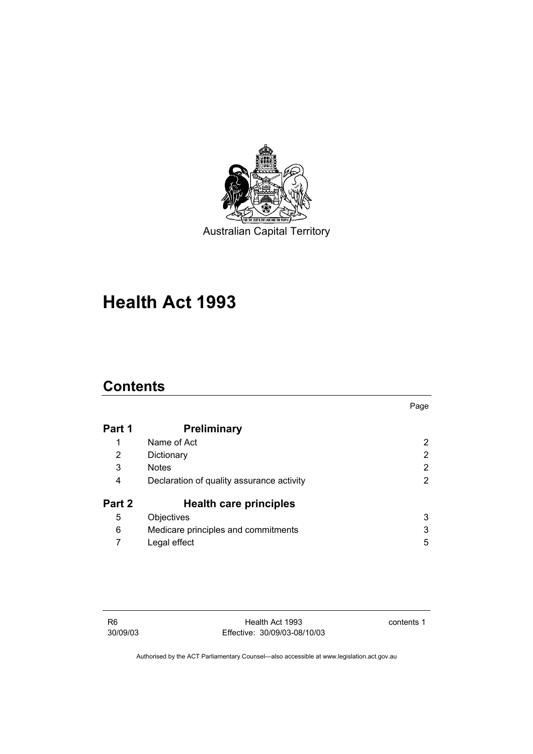Australian Capital Territory

# Health Act 1993

## Contents

| | | Page |
|---|---|---|
| **Part 1** | **Preliminary** | |
| 1 | Name of Act | 2 |
| 2 | Dictionary | 2 |
| 3 | Notes | 2 |
| 4 | Declaration of quality assurance activity | 2 |
| **Part 2** | **Health care principles** | |
| 5 | Objectives | 3 |
| 6 | Medicare principles and commitments | 3 |
| 7 | Legal effect | 5 |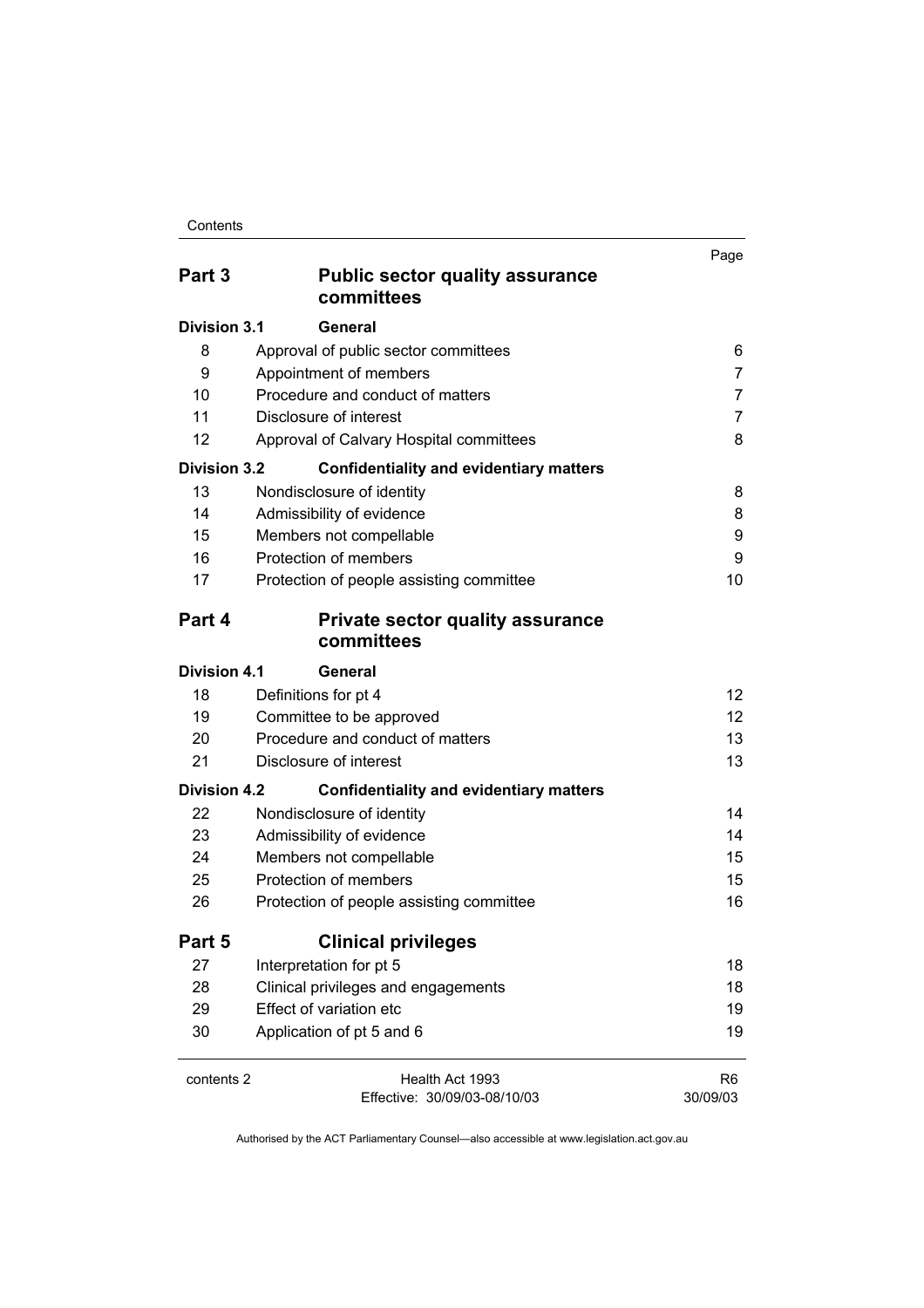| | | Page |
|---|---|---|
| **Part 3** | **Public sector quality assurance committees** | |
| **Division 3.1** | **General** | |
| 8 | Approval of public sector committees | 6 |
| 9 | Appointment of members | 7 |
| 10 | Procedure and conduct of matters | 7 |
| 11 | Disclosure of interest | 7 |
| 12 | Approval of Calvary Hospital committees | 8 |
| **Division 3.2** | **Confidentiality and evidentiary matters** | |
| 13 | Nondisclosure of identity | 8 |
| 14 | Admissibility of evidence | 8 |
| 15 | Members not compellable | 9 |
| 16 | Protection of members | 9 |
| 17 | Protection of people assisting committee | 10 |
| **Part 4** | **Private sector quality assurance committees** | |
| **Division 4.1** | **General** | |
| 18 | Definitions for pt 4 | 12 |
| 19 | Committee to be approved | 12 |
| 20 | Procedure and conduct of matters | 13 |
| 21 | Disclosure of interest | 13 |
| **Division 4.2** | **Confidentiality and evidentiary matters** | |
| 22 | Nondisclosure of identity | 14 |
| 23 | Admissibility of evidence | 14 |
| 24 | Members not compellable | 15 |
| 25 | Protection of members | 15 |
| 26 | Protection of people assisting committee | 16 |
| **Part 5** | **Clinical privileges** | |
| 27 | Interpretation for pt 5 | 18 |
| 28 | Clinical privileges and engagements | 18 |
| 29 | Effect of variation etc | 19 |
| 30 | Application of pt 5 and 6 | 19 |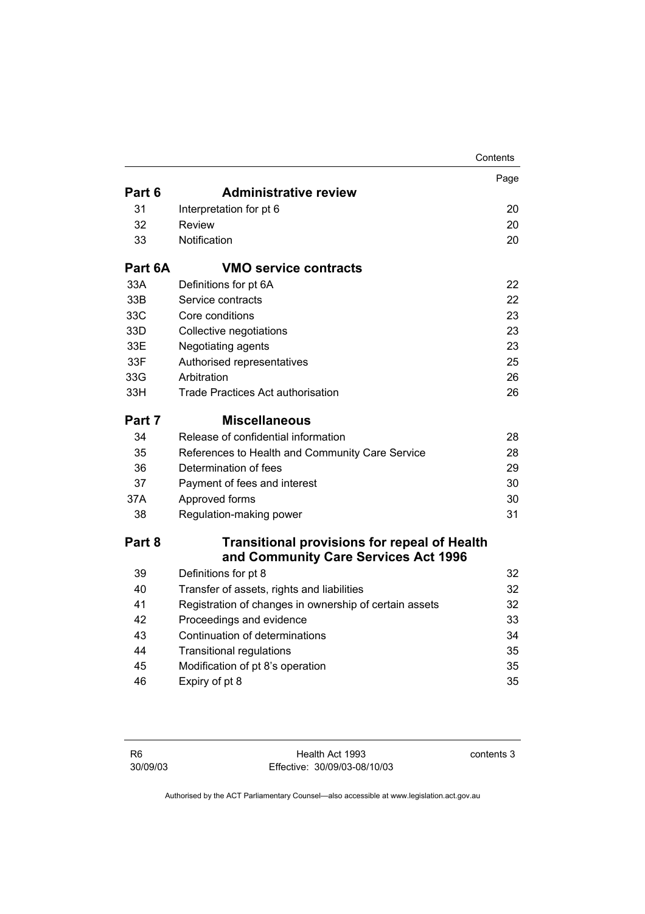| | | Page |
|---|---|---|
| **Part 6** | **Administrative review** | |
| 31 | Interpretation for pt 6 | 20 |
| 32 | Review | 20 |
| 33 | Notification | 20 |
| **Part 6A** | **VMO service contracts** | |
| 33A | Definitions for pt 6A | 22 |
| 33B | Service contracts | 22 |
| 33C | Core conditions | 23 |
| 33D | Collective negotiations | 23 |
| 33E | Negotiating agents | 23 |
| 33F | Authorised representatives | 25 |
| 33G | Arbitration | 26 |
| 33H | Trade Practices Act authorisation | 26 |
| **Part 7** | **Miscellaneous** | |
| 34 | Release of confidential information | 28 |
| 35 | References to Health and Community Care Service | 28 |
| 36 | Determination of fees | 29 |
| 37 | Payment of fees and interest | 30 |
| 37A | Approved forms | 30 |
| 38 | Regulation-making power | 31 |
| **Part 8** | **Transitional provisions for repeal of Health and Community Care Services Act 1996** | |
| 39 | Definitions for pt 8 | 32 |
| 40 | Transfer of assets, rights and liabilities | 32 |
| 41 | Registration of changes in ownership of certain assets | 32 |
| 42 | Proceedings and evidence | 33 |
| 43 | Continuation of determinations | 34 |
| 44 | Transitional regulations | 35 |
| 45 | Modification of pt 8's operation | 35 |
| 46 | Expiry of pt 8 | 35 |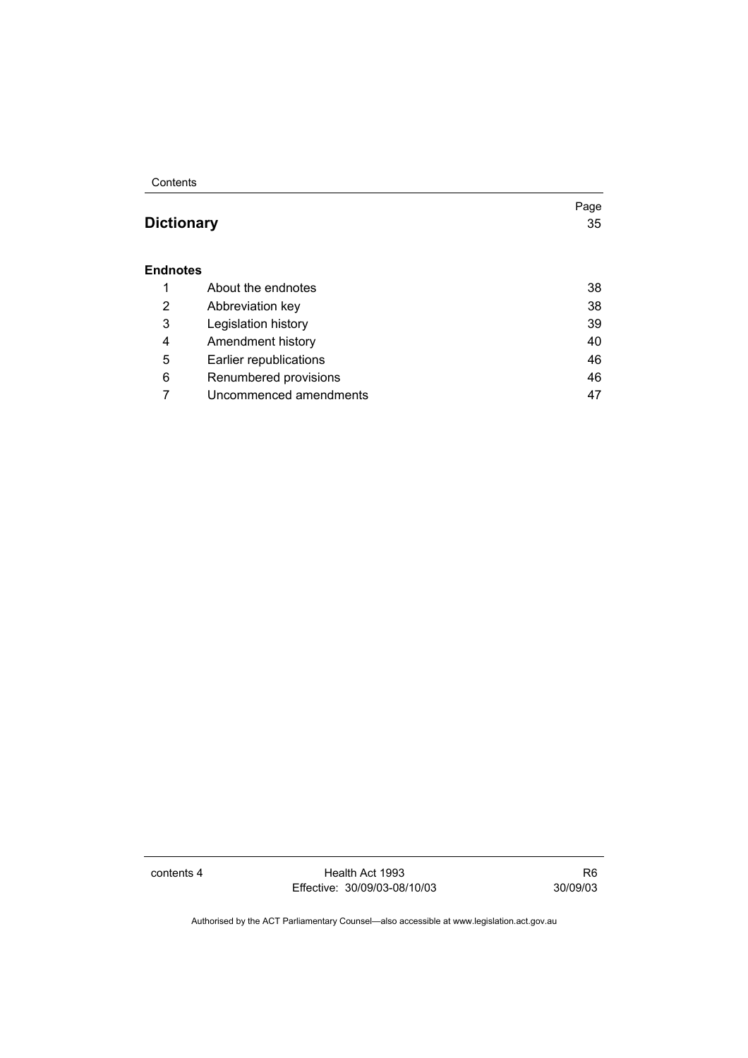| | | Page |
|---|---|---|
| **Dictionary** | | 35 |
| **Endnotes** | | |
| 1 | About the endnotes | 38 |
| 2 | Abbreviation key | 38 |
| 3 | Legislation history | 39 |
| 4 | Amendment history | 40 |
| 5 | Earlier republications | 46 |
| 6 | Renumbered provisions | 46 |
| 7 | Uncommenced amendments | 47 |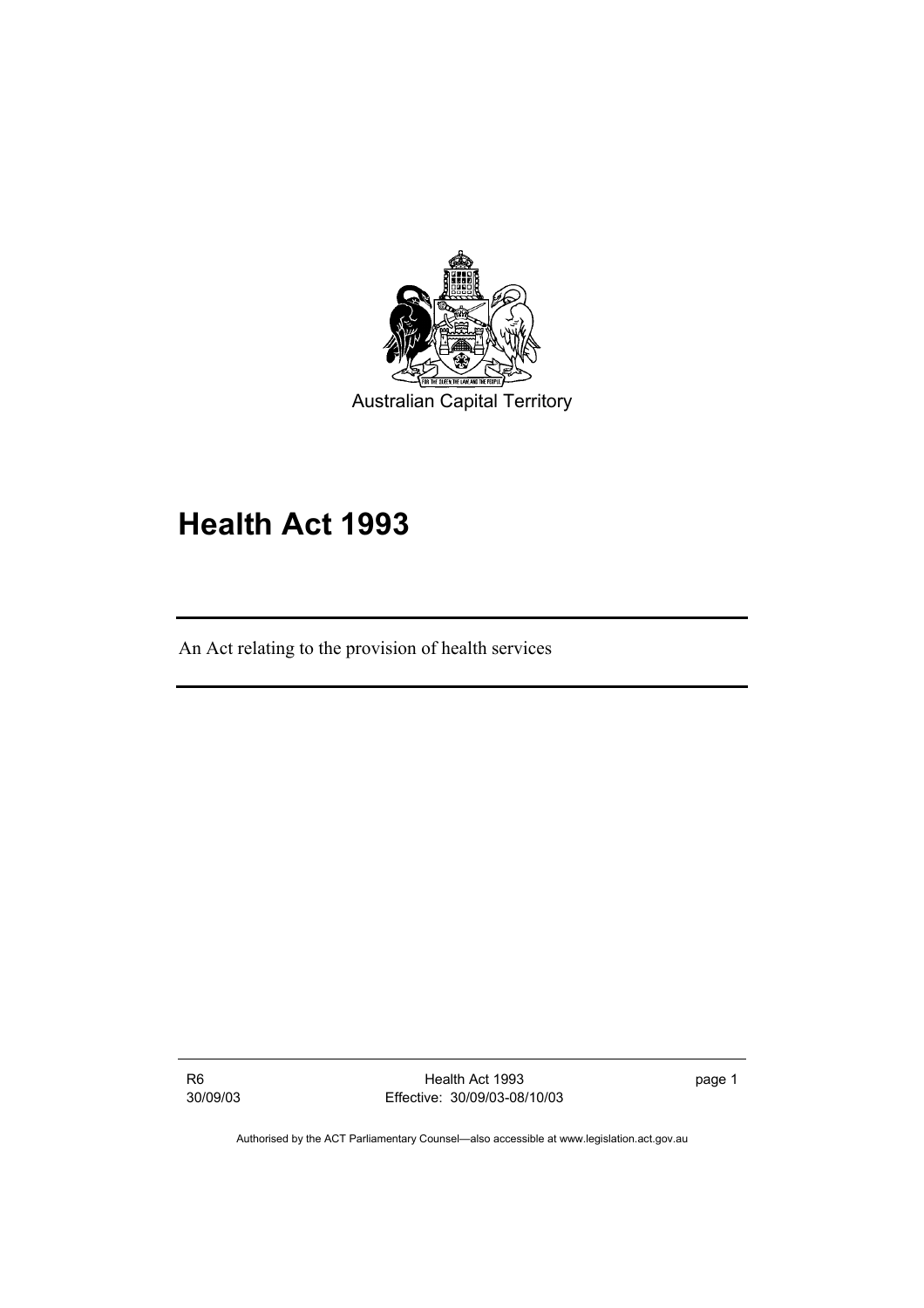Australian Capital Territory

# Health Act 1993

An Act relating to the provision of health services

Authorised by the ACT Parliamentary Counsel—also accessible at www.legislation.act.gov.au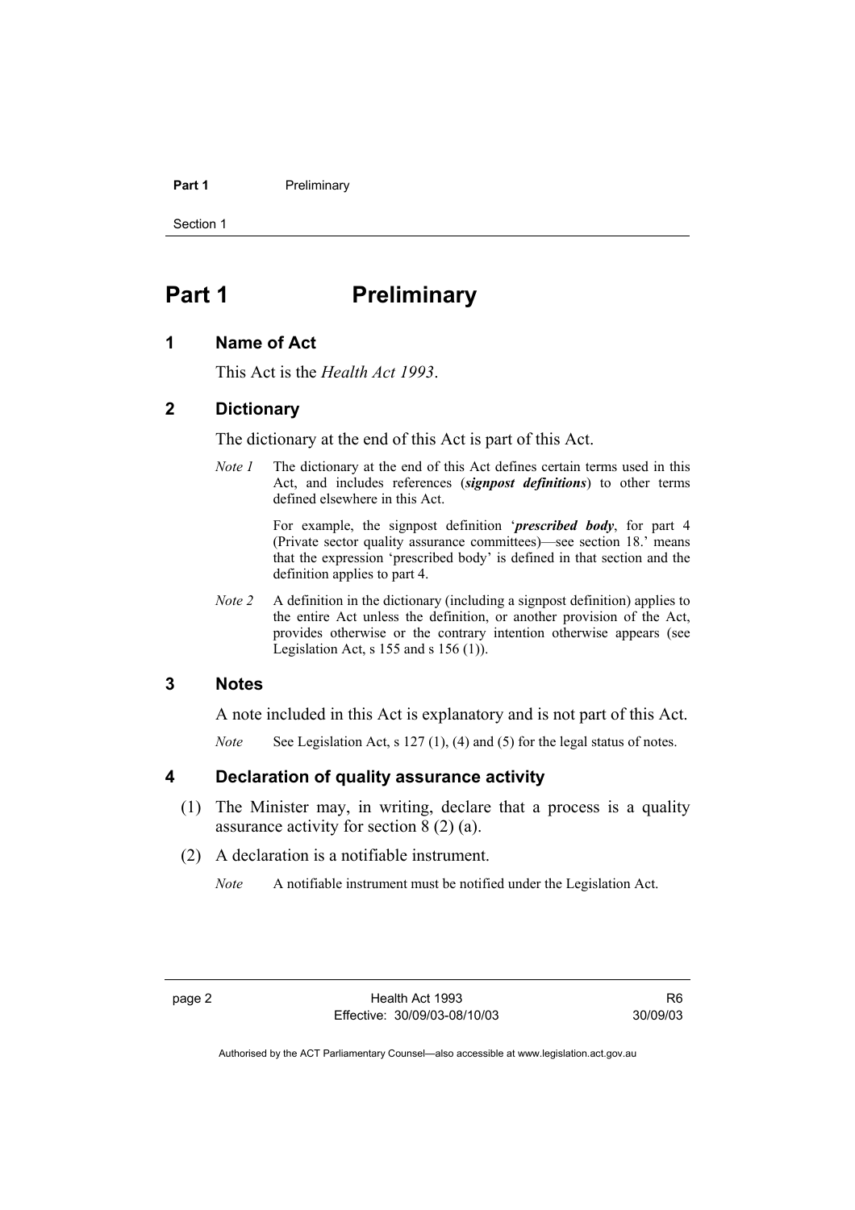# Part 1 Preliminary

## 1 Name of Act

This Act is the *Health Act 1993*.

## 2 Dictionary

The dictionary at the end of this Act is part of this Act.

*Note 1* The dictionary at the end of this Act defines certain terms used in this Act, and includes references (***signpost definitions***) to other terms defined elsewhere in this Act.

For example, the signpost definition '***prescribed body***, for part 4 (Private sector quality assurance committees)—see section 18.' means that the expression 'prescribed body' is defined in that section and the definition applies to part 4.

*Note 2* A definition in the dictionary (including a signpost definition) applies to the entire Act unless the definition, or another provision of the Act, provides otherwise or the contrary intention otherwise appears (see Legislation Act, s 155 and s 156 (1)).

## 3 Notes

A note included in this Act is explanatory and is not part of this Act.

*Note* See Legislation Act, s 127 (1), (4) and (5) for the legal status of notes.

## 4 Declaration of quality assurance activity

(1) The Minister may, in writing, declare that a process is a quality assurance activity for section 8 (2) (a).

(2) A declaration is a notifiable instrument.

*Note* A notifiable instrument must be notified under the Legislation Act.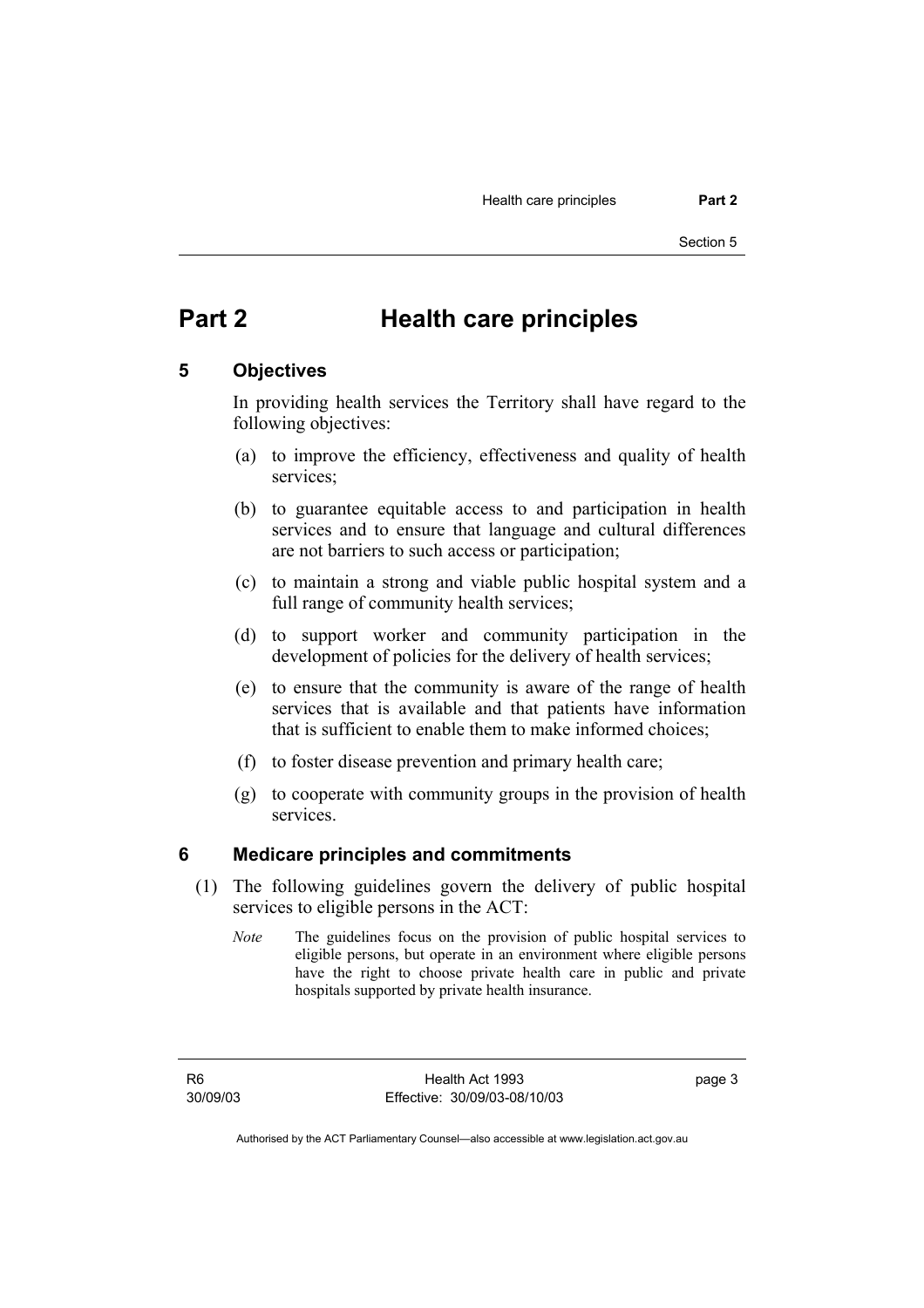# Part 2 Health care principles

## 5 Objectives

In providing health services the Territory shall have regard to the following objectives:

(a) to improve the efficiency, effectiveness and quality of health services;

(b) to guarantee equitable access to and participation in health services and to ensure that language and cultural differences are not barriers to such access or participation;

(c) to maintain a strong and viable public hospital system and a full range of community health services;

(d) to support worker and community participation in the development of policies for the delivery of health services;

(e) to ensure that the community is aware of the range of health services that is available and that patients have information that is sufficient to enable them to make informed choices;

(f) to foster disease prevention and primary health care;

(g) to cooperate with community groups in the provision of health services.

## 6 Medicare principles and commitments

(1) The following guidelines govern the delivery of public hospital services to eligible persons in the ACT:

*Note* The guidelines focus on the provision of public hospital services to eligible persons, but operate in an environment where eligible persons have the right to choose private health care in public and private hospitals supported by private health insurance.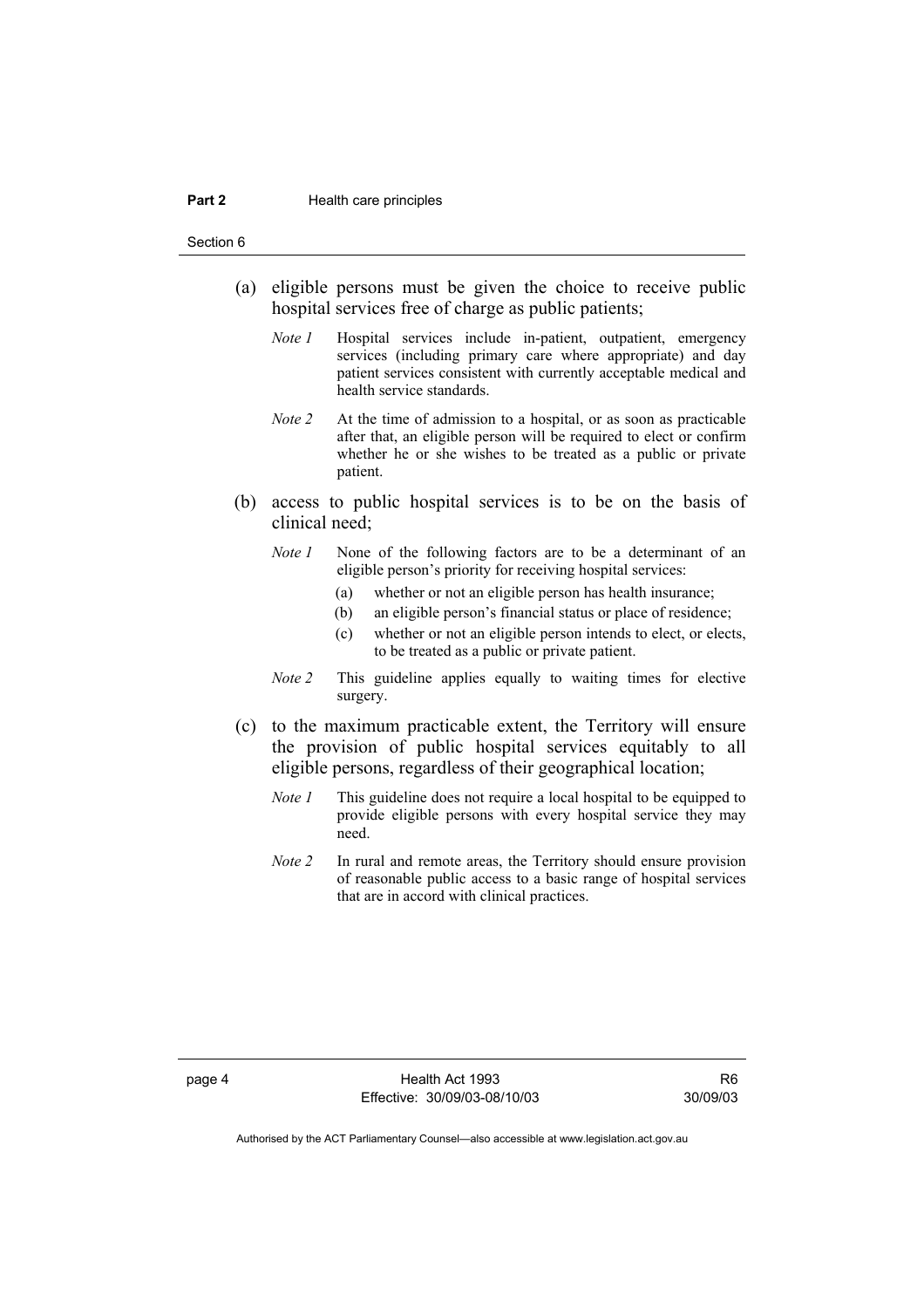(a) eligible persons must be given the choice to receive public hospital services free of charge as public patients;

*Note 1* Hospital services include in-patient, outpatient, emergency services (including primary care where appropriate) and day patient services consistent with currently acceptable medical and health service standards.

*Note 2* At the time of admission to a hospital, or as soon as practicable after that, an eligible person will be required to elect or confirm whether he or she wishes to be treated as a public or private patient.

(b) access to public hospital services is to be on the basis of clinical need;

*Note 1* None of the following factors are to be a determinant of an eligible person's priority for receiving hospital services:

(a) whether or not an eligible person has health insurance;

(b) an eligible person's financial status or place of residence;

(c) whether or not an eligible person intends to elect, or elects, to be treated as a public or private patient.

*Note 2* This guideline applies equally to waiting times for elective surgery.

(c) to the maximum practicable extent, the Territory will ensure the provision of public hospital services equitably to all eligible persons, regardless of their geographical location;

*Note 1* This guideline does not require a local hospital to be equipped to provide eligible persons with every hospital service they may need.

*Note 2* In rural and remote areas, the Territory should ensure provision of reasonable public access to a basic range of hospital services that are in accord with clinical practices.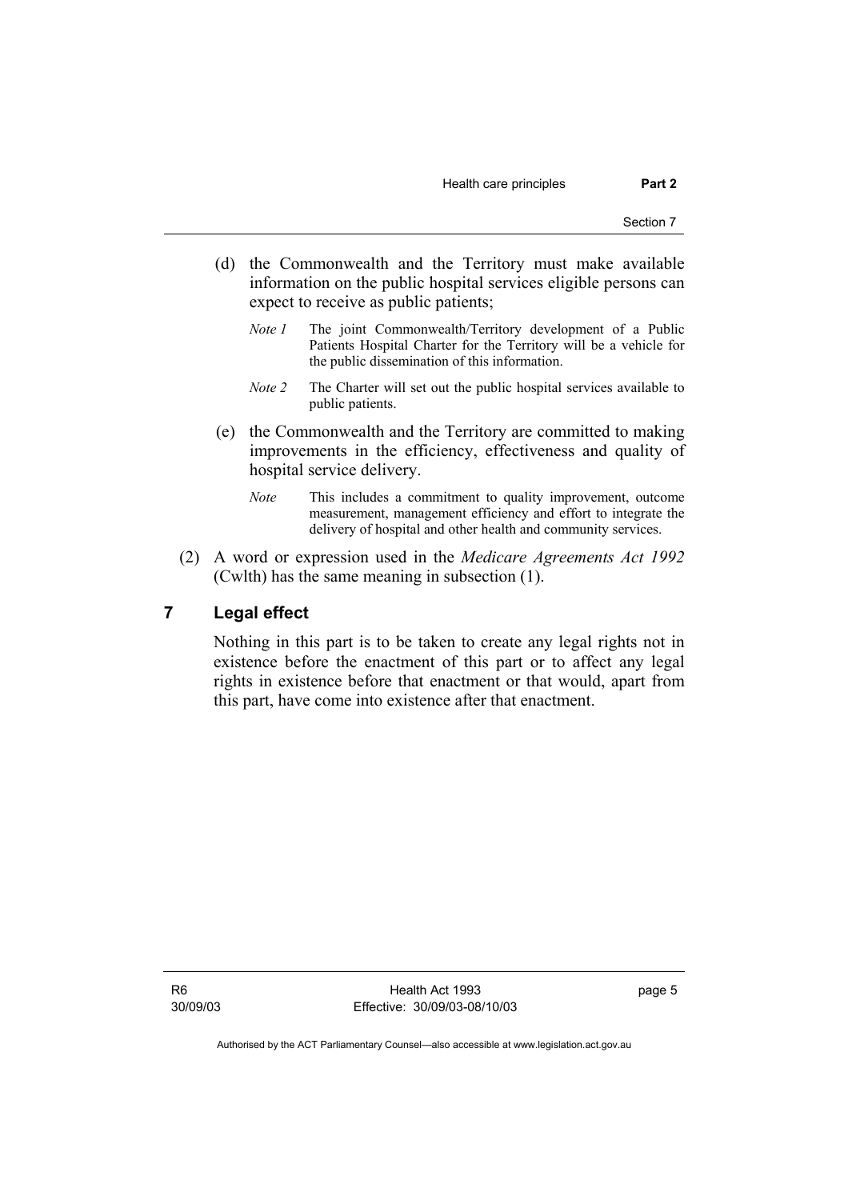(d) the Commonwealth and the Territory must make available information on the public hospital services eligible persons can expect to receive as public patients;

*Note 1* The joint Commonwealth/Territory development of a Public Patients Hospital Charter for the Territory will be a vehicle for the public dissemination of this information.

*Note 2* The Charter will set out the public hospital services available to public patients.

(e) the Commonwealth and the Territory are committed to making improvements in the efficiency, effectiveness and quality of hospital service delivery.

*Note* This includes a commitment to quality improvement, outcome measurement, management efficiency and effort to integrate the delivery of hospital and other health and community services.

(2) A word or expression used in the *Medicare Agreements Act 1992* (Cwlth) has the same meaning in subsection (1).

## 7 Legal effect

Nothing in this part is to be taken to create any legal rights not in existence before the enactment of this part or to affect any legal rights in existence before that enactment or that would, apart from this part, have come into existence after that enactment.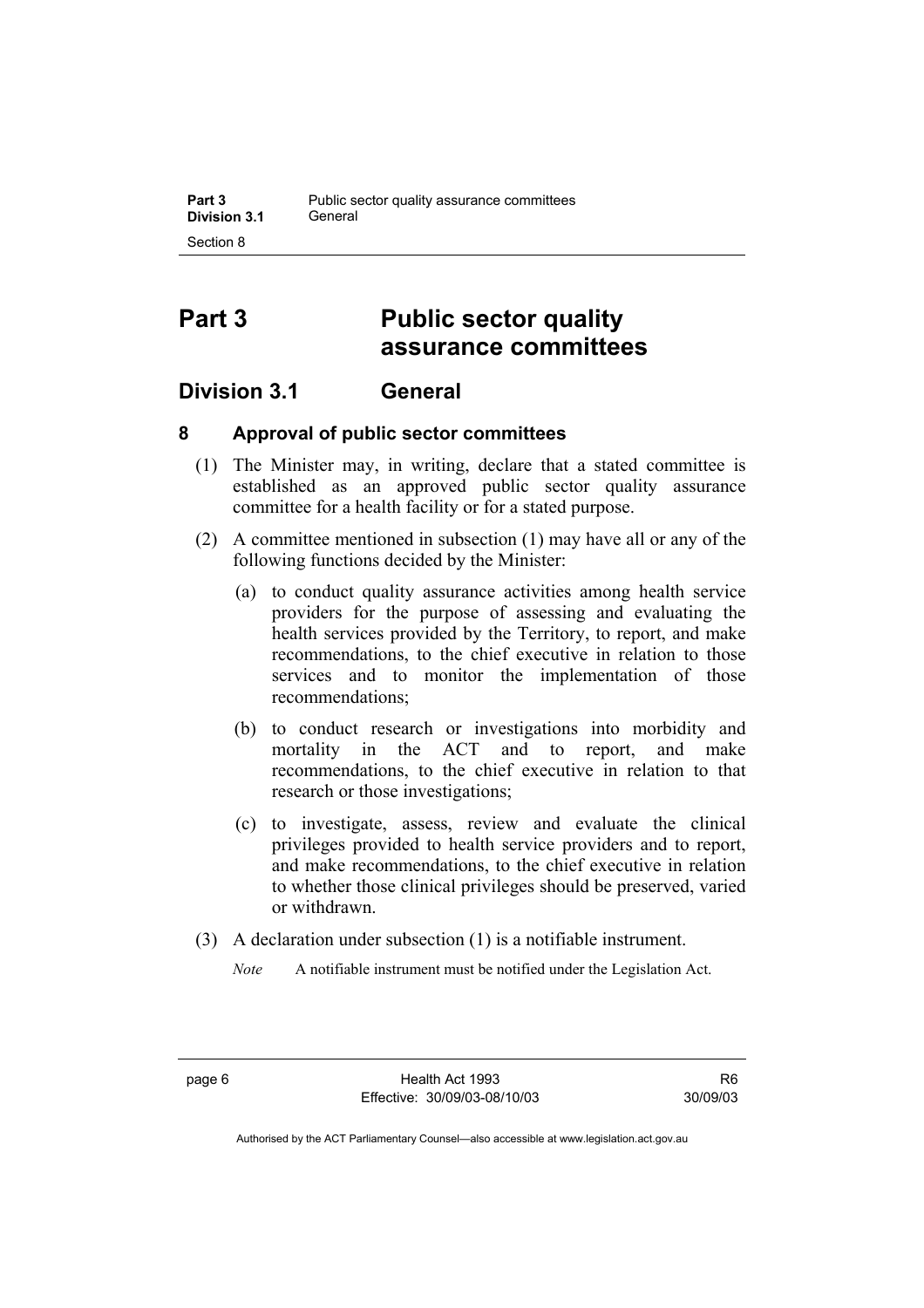# Part 3 Public sector quality assurance committees

## Division 3.1 General

### 8 Approval of public sector committees

(1) The Minister may, in writing, declare that a stated committee is established as an approved public sector quality assurance committee for a health facility or for a stated purpose.

(2) A committee mentioned in subsection (1) may have all or any of the following functions decided by the Minister:

(a) to conduct quality assurance activities among health service providers for the purpose of assessing and evaluating the health services provided by the Territory, to report, and make recommendations, to the chief executive in relation to those services and to monitor the implementation of those recommendations;

(b) to conduct research or investigations into morbidity and mortality in the ACT and to report, and make recommendations, to the chief executive in relation to that research or those investigations;

(c) to investigate, assess, review and evaluate the clinical privileges provided to health service providers and to report, and make recommendations, to the chief executive in relation to whether those clinical privileges should be preserved, varied or withdrawn.

(3) A declaration under subsection (1) is a notifiable instrument.

*Note* A notifiable instrument must be notified under the Legislation Act.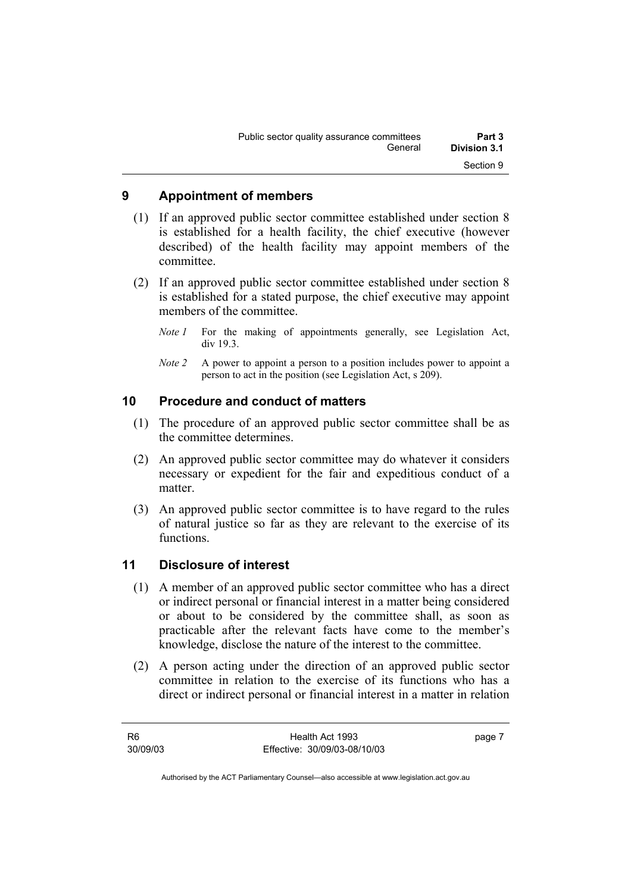## 9 Appointment of members

(1) If an approved public sector committee established under section 8 is established for a health facility, the chief executive (however described) of the health facility may appoint members of the committee.

(2) If an approved public sector committee established under section 8 is established for a stated purpose, the chief executive may appoint members of the committee.

*Note 1* For the making of appointments generally, see Legislation Act, div 19.3.

*Note 2* A power to appoint a person to a position includes power to appoint a person to act in the position (see Legislation Act, s 209).

## 10 Procedure and conduct of matters

(1) The procedure of an approved public sector committee shall be as the committee determines.

(2) An approved public sector committee may do whatever it considers necessary or expedient for the fair and expeditious conduct of a matter.

(3) An approved public sector committee is to have regard to the rules of natural justice so far as they are relevant to the exercise of its functions.

## 11 Disclosure of interest

(1) A member of an approved public sector committee who has a direct or indirect personal or financial interest in a matter being considered or about to be considered by the committee shall, as soon as practicable after the relevant facts have come to the member's knowledge, disclose the nature of the interest to the committee.

(2) A person acting under the direction of an approved public sector committee in relation to the exercise of its functions who has a direct or indirect personal or financial interest in a matter in relation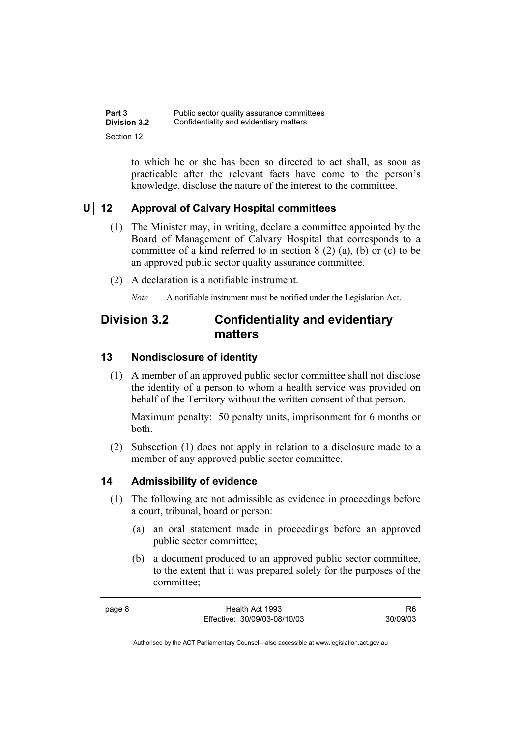to which he or she has been so directed to act shall, as soon as practicable after the relevant facts have come to the person's knowledge, disclose the nature of the interest to the committee.

### 12 Approval of Calvary Hospital committees

(1) The Minister may, in writing, declare a committee appointed by the Board of Management of Calvary Hospital that corresponds to a committee of a kind referred to in section 8 (2) (a), (b) or (c) to be an approved public sector quality assurance committee.

(2) A declaration is a notifiable instrument.

*Note* A notifiable instrument must be notified under the Legislation Act.

## Division 3.2 Confidentiality and evidentiary matters

### 13 Nondisclosure of identity

(1) A member of an approved public sector committee shall not disclose the identity of a person to whom a health service was provided on behalf of the Territory without the written consent of that person.

Maximum penalty: 50 penalty units, imprisonment for 6 months or both.

(2) Subsection (1) does not apply in relation to a disclosure made to a member of any approved public sector committee.

### 14 Admissibility of evidence

(1) The following are not admissible as evidence in proceedings before a court, tribunal, board or person:

(a) an oral statement made in proceedings before an approved public sector committee;

(b) a document produced to an approved public sector committee, to the extent that it was prepared solely for the purposes of the committee;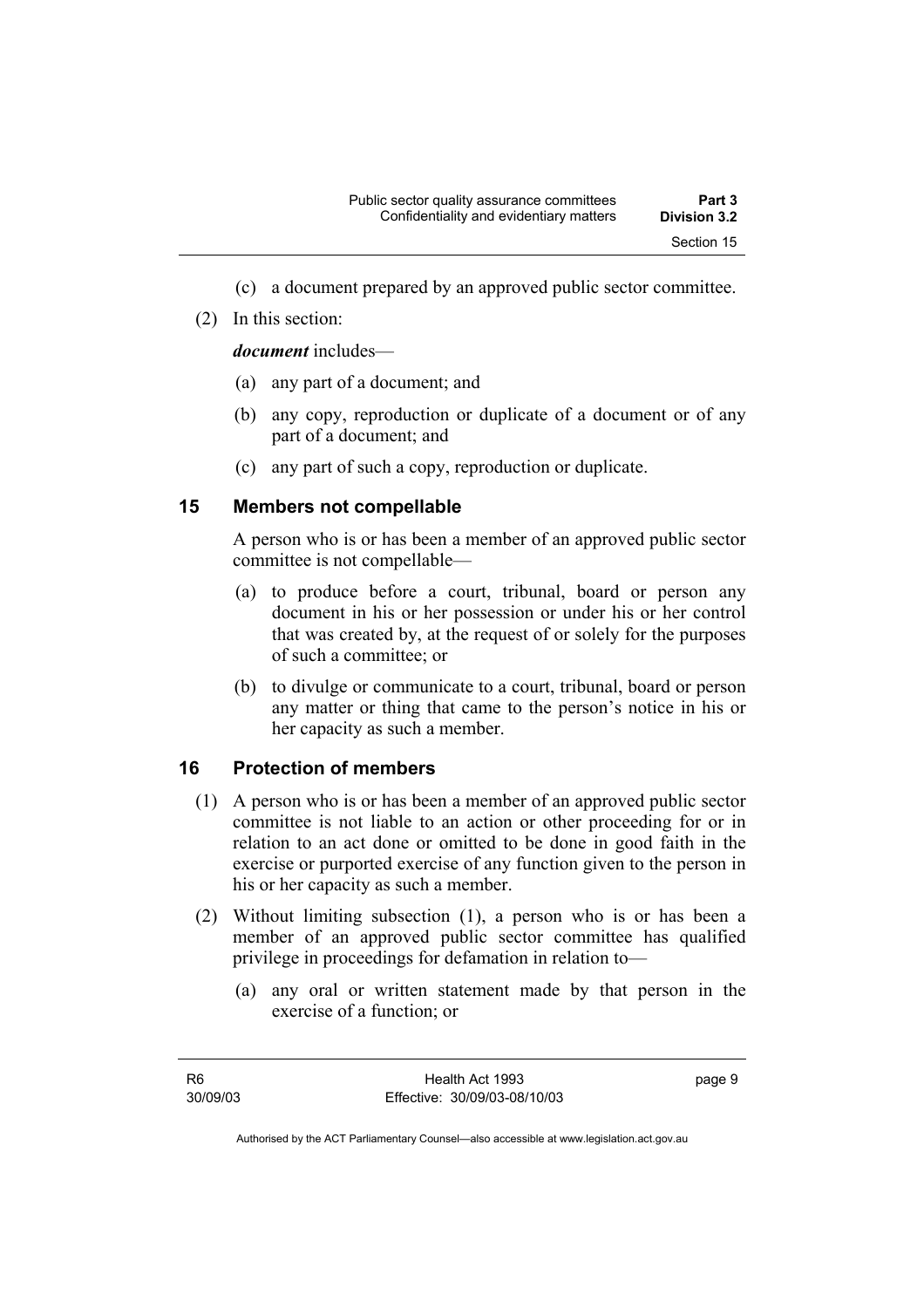(c) a document prepared by an approved public sector committee.

(2) In this section:

***document*** includes—

(a) any part of a document; and

(b) any copy, reproduction or duplicate of a document or of any part of a document; and

(c) any part of such a copy, reproduction or duplicate.

## 15 Members not compellable

A person who is or has been a member of an approved public sector committee is not compellable—

(a) to produce before a court, tribunal, board or person any document in his or her possession or under his or her control that was created by, at the request of or solely for the purposes of such a committee; or

(b) to divulge or communicate to a court, tribunal, board or person any matter or thing that came to the person's notice in his or her capacity as such a member.

## 16 Protection of members

(1) A person who is or has been a member of an approved public sector committee is not liable to an action or other proceeding for or in relation to an act done or omitted to be done in good faith in the exercise or purported exercise of any function given to the person in his or her capacity as such a member.

(2) Without limiting subsection (1), a person who is or has been a member of an approved public sector committee has qualified privilege in proceedings for defamation in relation to—

(a) any oral or written statement made by that person in the exercise of a function; or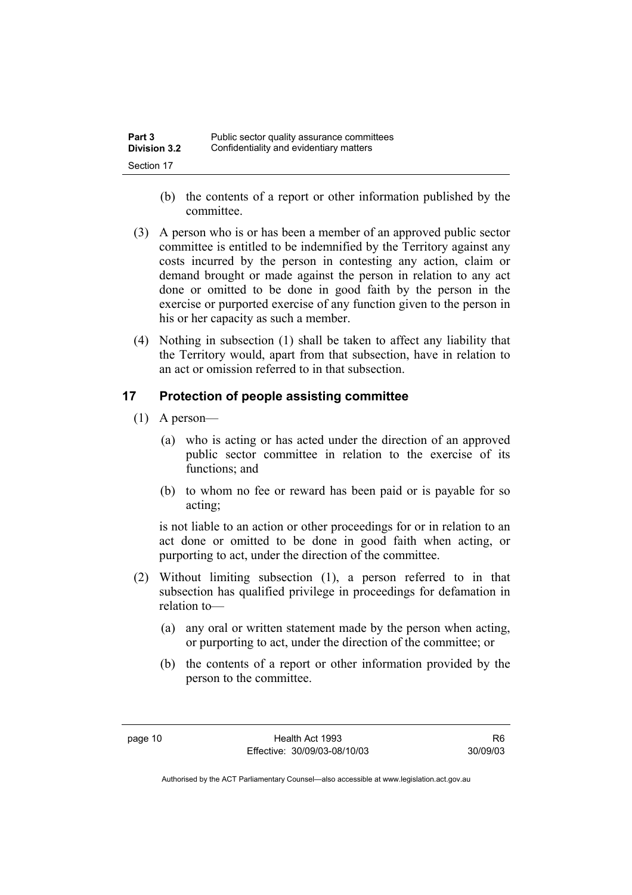(b) the contents of a report or other information published by the committee.

(3) A person who is or has been a member of an approved public sector committee is entitled to be indemnified by the Territory against any costs incurred by the person in contesting any action, claim or demand brought or made against the person in relation to any act done or omitted to be done in good faith by the person in the exercise or purported exercise of any function given to the person in his or her capacity as such a member.

(4) Nothing in subsection (1) shall be taken to affect any liability that the Territory would, apart from that subsection, have in relation to an act or omission referred to in that subsection.

## 17 Protection of people assisting committee

(1) A person—

(a) who is acting or has acted under the direction of an approved public sector committee in relation to the exercise of its functions; and

(b) to whom no fee or reward has been paid or is payable for so acting;

is not liable to an action or other proceedings for or in relation to an act done or omitted to be done in good faith when acting, or purporting to act, under the direction of the committee.

(2) Without limiting subsection (1), a person referred to in that subsection has qualified privilege in proceedings for defamation in relation to—

(a) any oral or written statement made by the person when acting, or purporting to act, under the direction of the committee; or

(b) the contents of a report or other information provided by the person to the committee.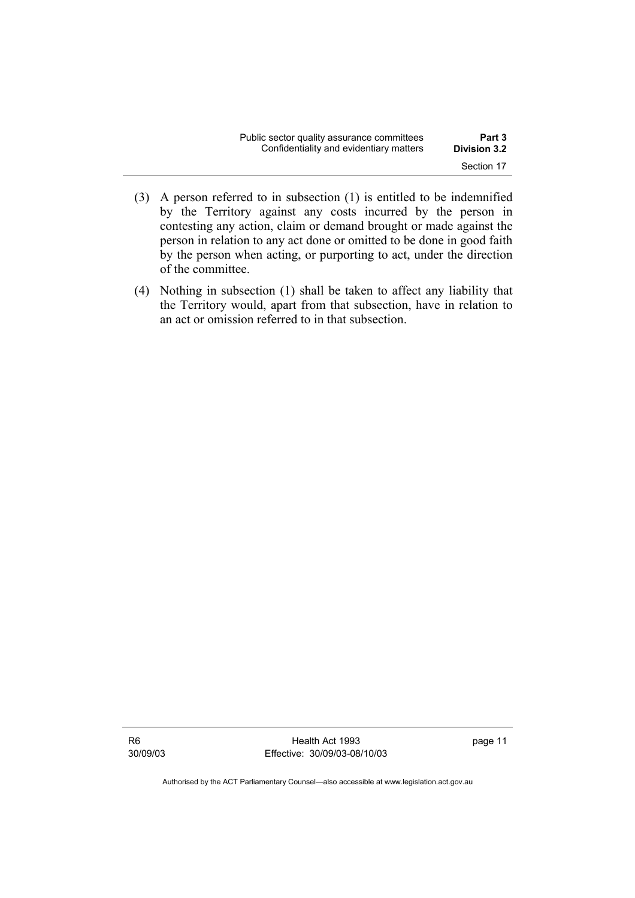(3) A person referred to in subsection (1) is entitled to be indemnified by the Territory against any costs incurred by the person in contesting any action, claim or demand brought or made against the person in relation to any act done or omitted to be done in good faith by the person when acting, or purporting to act, under the direction of the committee.

(4) Nothing in subsection (1) shall be taken to affect any liability that the Territory would, apart from that subsection, have in relation to an act or omission referred to in that subsection.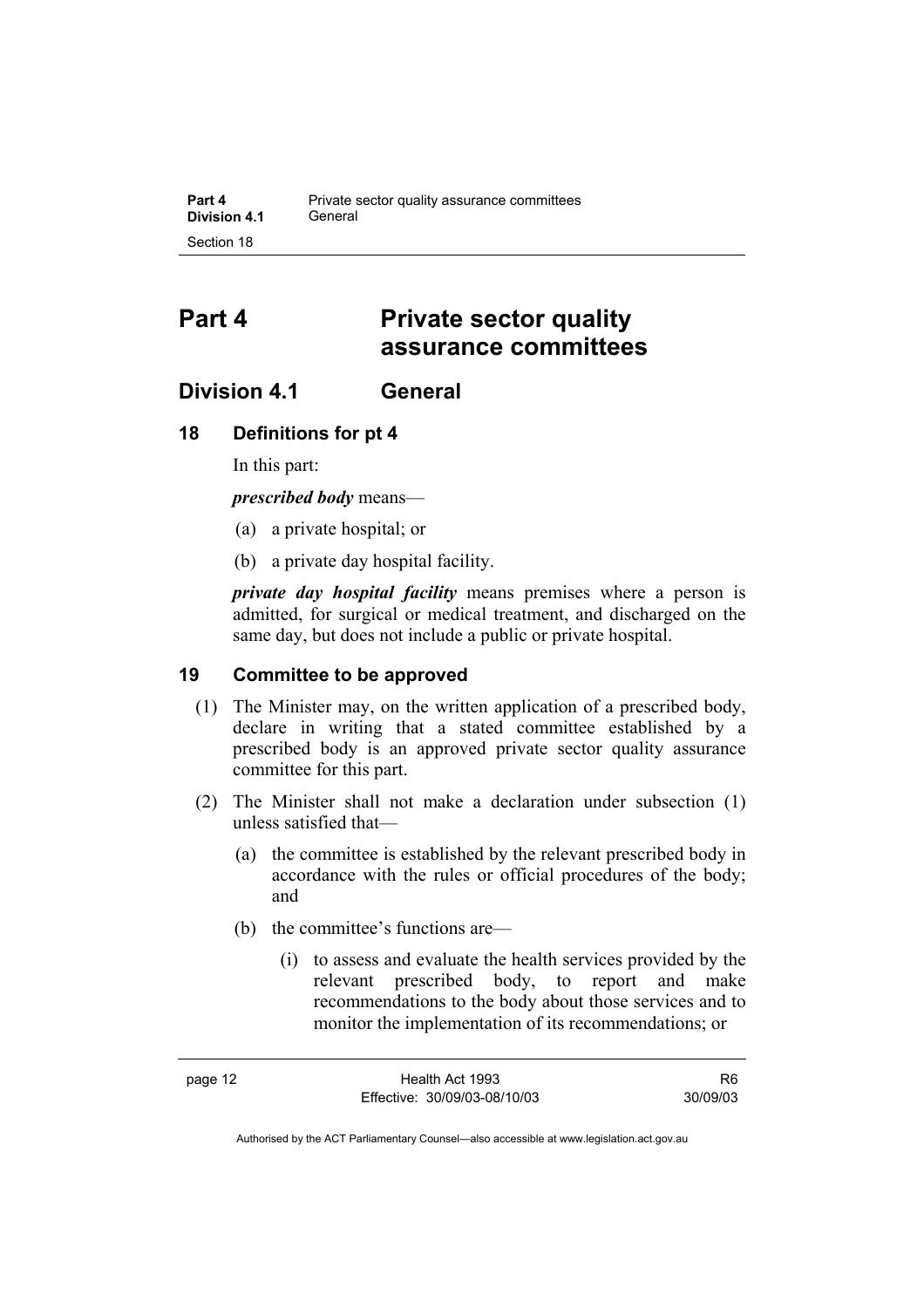# Part 4 Private sector quality assurance committees

## Division 4.1 General

### 18 Definitions for pt 4

In this part:

***prescribed body*** means—

(a) a private hospital; or

(b) a private day hospital facility.

***private day hospital facility*** means premises where a person is admitted, for surgical or medical treatment, and discharged on the same day, but does not include a public or private hospital.

### 19 Committee to be approved

(1) The Minister may, on the written application of a prescribed body, declare in writing that a stated committee established by a prescribed body is an approved private sector quality assurance committee for this part.

(2) The Minister shall not make a declaration under subsection (1) unless satisfied that—

(a) the committee is established by the relevant prescribed body in accordance with the rules or official procedures of the body; and

(b) the committee's functions are—

(i) to assess and evaluate the health services provided by the relevant prescribed body, to report and make recommendations to the body about those services and to monitor the implementation of its recommendations; or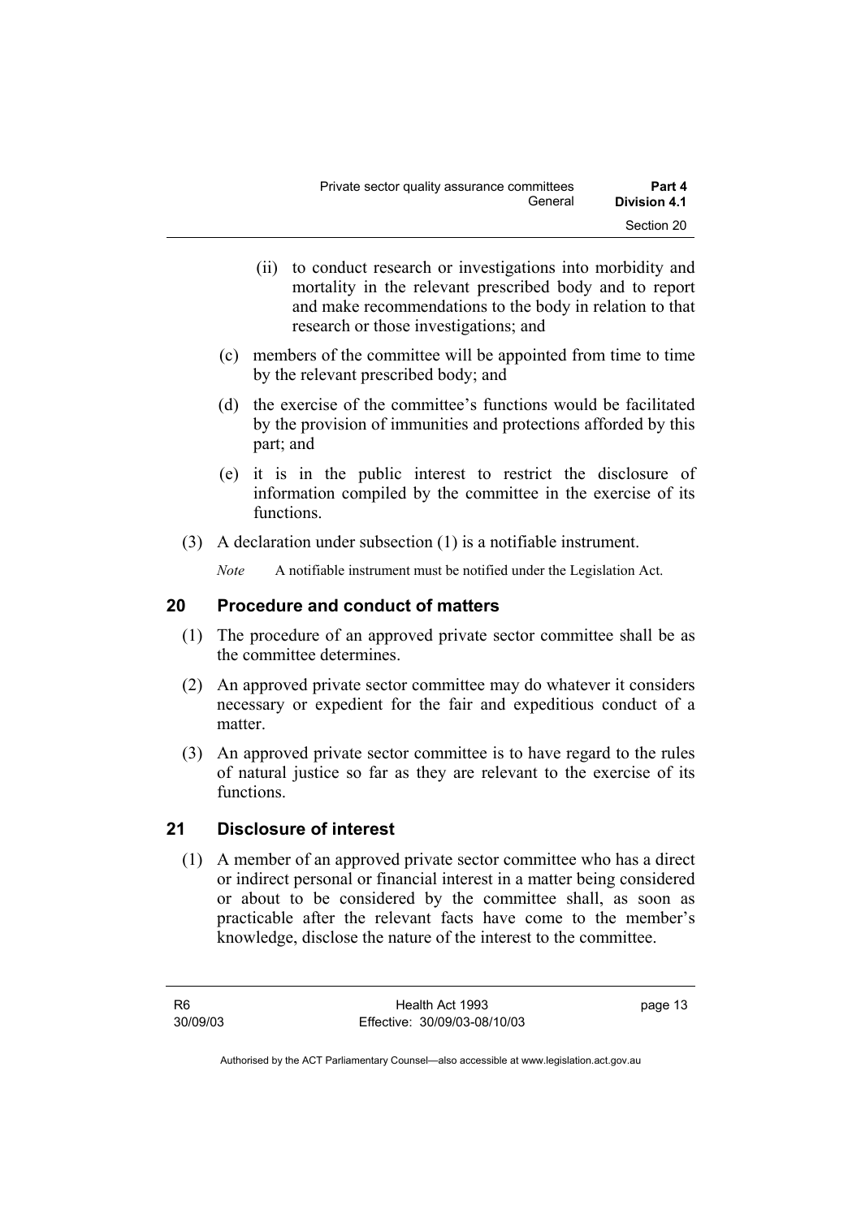(ii) to conduct research or investigations into morbidity and mortality in the relevant prescribed body and to report and make recommendations to the body in relation to that research or those investigations; and

(c) members of the committee will be appointed from time to time by the relevant prescribed body; and

(d) the exercise of the committee's functions would be facilitated by the provision of immunities and protections afforded by this part; and

(e) it is in the public interest to restrict the disclosure of information compiled by the committee in the exercise of its functions.

(3) A declaration under subsection (1) is a notifiable instrument.

*Note* A notifiable instrument must be notified under the Legislation Act.

## 20 Procedure and conduct of matters

(1) The procedure of an approved private sector committee shall be as the committee determines.

(2) An approved private sector committee may do whatever it considers necessary or expedient for the fair and expeditious conduct of a matter.

(3) An approved private sector committee is to have regard to the rules of natural justice so far as they are relevant to the exercise of its functions.

## 21 Disclosure of interest

(1) A member of an approved private sector committee who has a direct or indirect personal or financial interest in a matter being considered or about to be considered by the committee shall, as soon as practicable after the relevant facts have come to the member's knowledge, disclose the nature of the interest to the committee.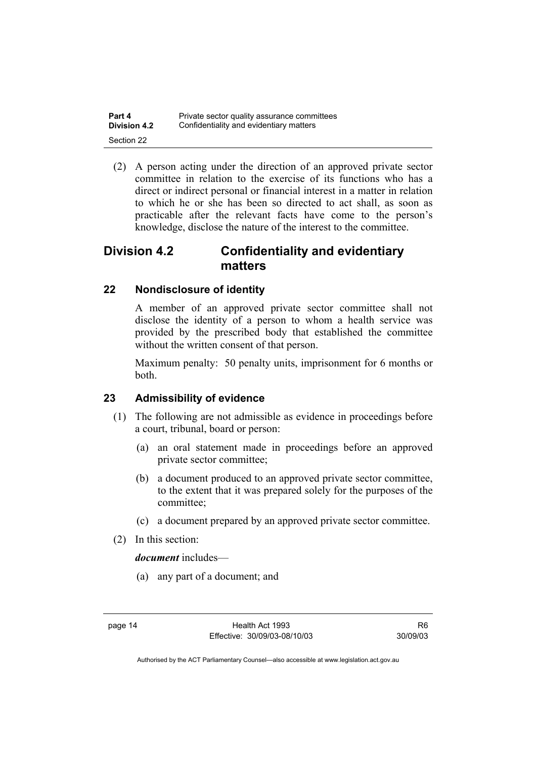(2) A person acting under the direction of an approved private sector committee in relation to the exercise of its functions who has a direct or indirect personal or financial interest in a matter in relation to which he or she has been so directed to act shall, as soon as practicable after the relevant facts have come to the person's knowledge, disclose the nature of the interest to the committee.

## Division 4.2 Confidentiality and evidentiary matters

### 22 Nondisclosure of identity

A member of an approved private sector committee shall not disclose the identity of a person to whom a health service was provided by the prescribed body that established the committee without the written consent of that person.

Maximum penalty: 50 penalty units, imprisonment for 6 months or both.

### 23 Admissibility of evidence

(1) The following are not admissible as evidence in proceedings before a court, tribunal, board or person:

(a) an oral statement made in proceedings before an approved private sector committee;

(b) a document produced to an approved private sector committee, to the extent that it was prepared solely for the purposes of the committee;

(c) a document prepared by an approved private sector committee.

(2) In this section:

***document*** includes—

(a) any part of a document; and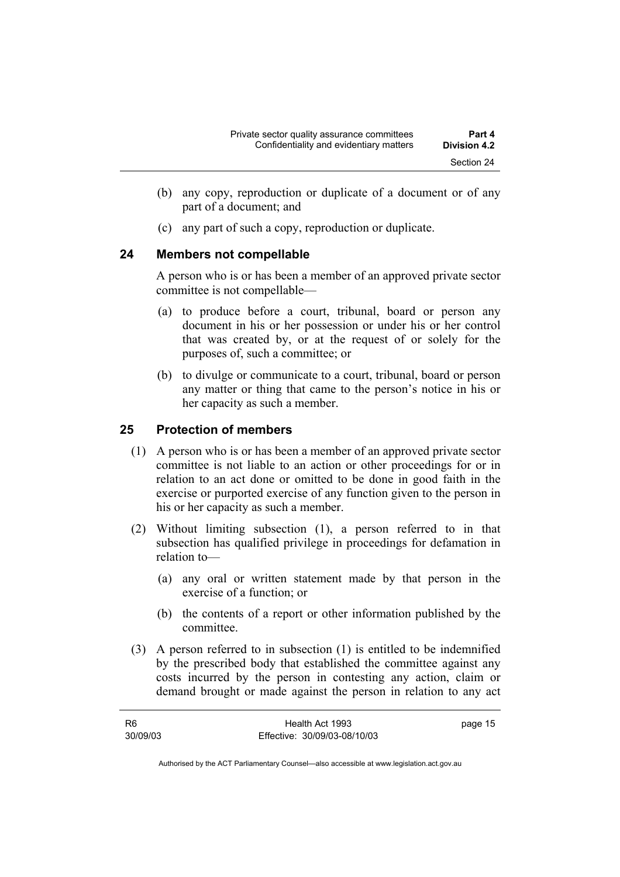(b) any copy, reproduction or duplicate of a document or of any part of a document; and

(c) any part of such a copy, reproduction or duplicate.

## 24 Members not compellable

A person who is or has been a member of an approved private sector committee is not compellable—

(a) to produce before a court, tribunal, board or person any document in his or her possession or under his or her control that was created by, or at the request of or solely for the purposes of, such a committee; or

(b) to divulge or communicate to a court, tribunal, board or person any matter or thing that came to the person's notice in his or her capacity as such a member.

## 25 Protection of members

(1) A person who is or has been a member of an approved private sector committee is not liable to an action or other proceedings for or in relation to an act done or omitted to be done in good faith in the exercise or purported exercise of any function given to the person in his or her capacity as such a member.

(2) Without limiting subsection (1), a person referred to in that subsection has qualified privilege in proceedings for defamation in relation to—

(a) any oral or written statement made by that person in the exercise of a function; or

(b) the contents of a report or other information published by the committee.

(3) A person referred to in subsection (1) is entitled to be indemnified by the prescribed body that established the committee against any costs incurred by the person in contesting any action, claim or demand brought or made against the person in relation to any act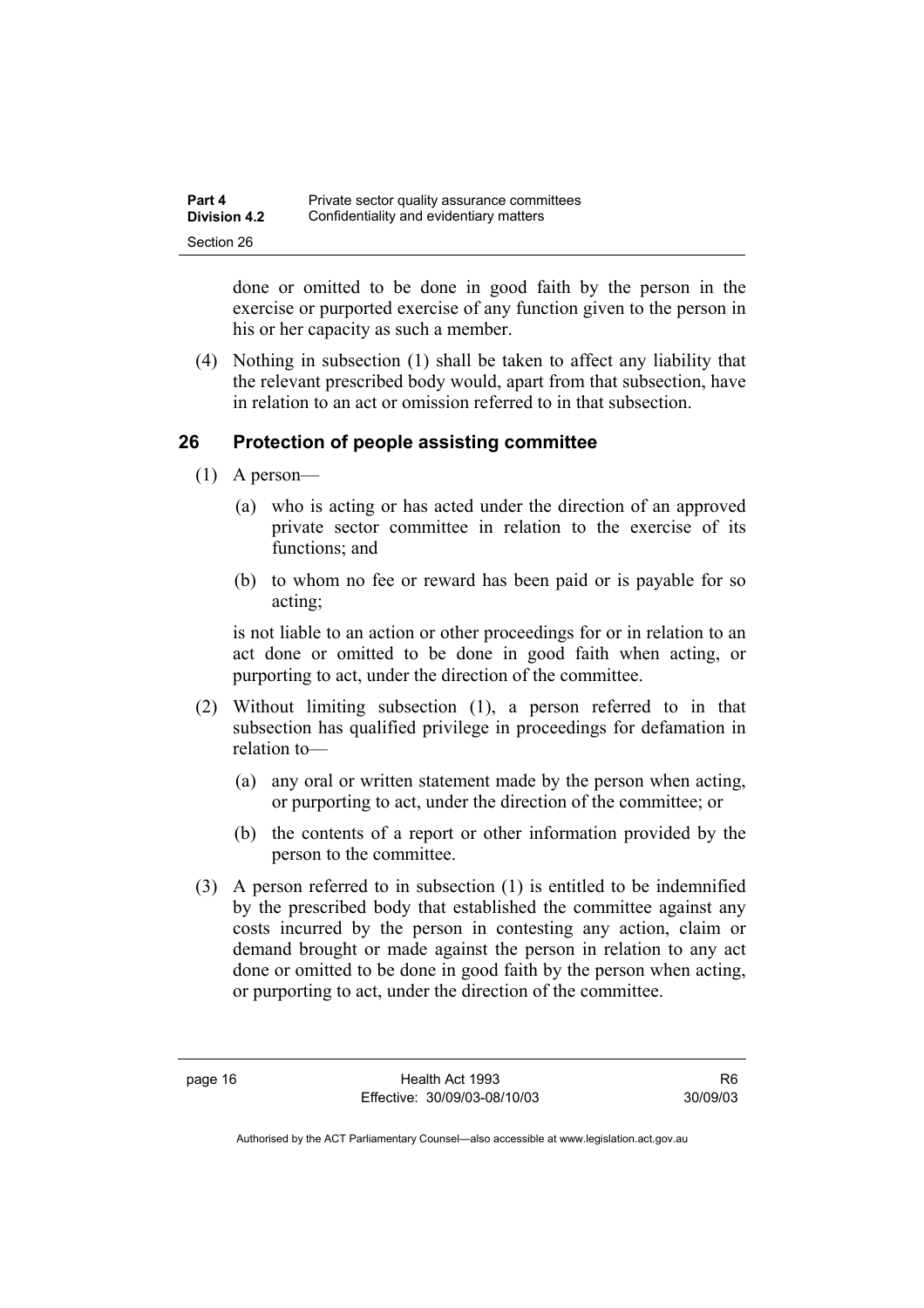done or omitted to be done in good faith by the person in the exercise or purported exercise of any function given to the person in his or her capacity as such a member.

(4) Nothing in subsection (1) shall be taken to affect any liability that the relevant prescribed body would, apart from that subsection, have in relation to an act or omission referred to in that subsection.

## 26 Protection of people assisting committee

(1) A person—

(a) who is acting or has acted under the direction of an approved private sector committee in relation to the exercise of its functions; and

(b) to whom no fee or reward has been paid or is payable for so acting;

is not liable to an action or other proceedings for or in relation to an act done or omitted to be done in good faith when acting, or purporting to act, under the direction of the committee.

(2) Without limiting subsection (1), a person referred to in that subsection has qualified privilege in proceedings for defamation in relation to—

(a) any oral or written statement made by the person when acting, or purporting to act, under the direction of the committee; or

(b) the contents of a report or other information provided by the person to the committee.

(3) A person referred to in subsection (1) is entitled to be indemnified by the prescribed body that established the committee against any costs incurred by the person in contesting any action, claim or demand brought or made against the person in relation to any act done or omitted to be done in good faith by the person when acting, or purporting to act, under the direction of the committee.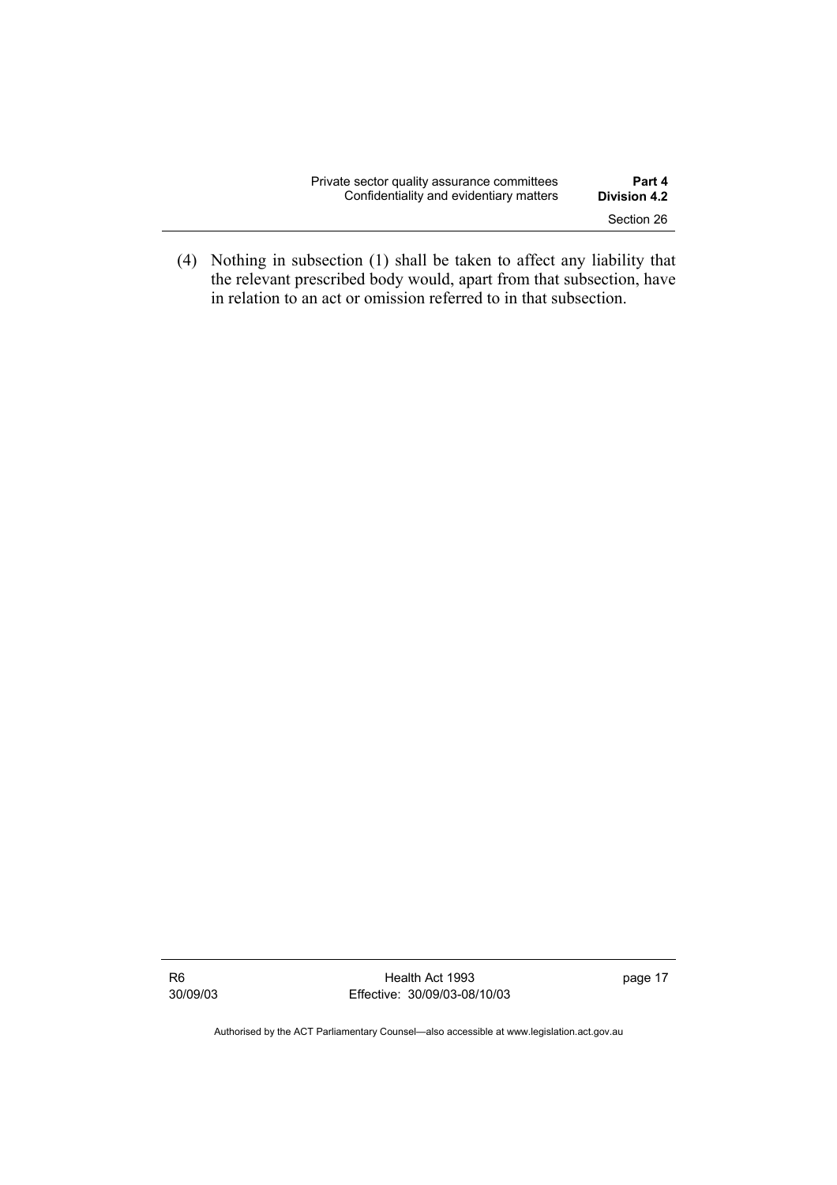(4) Nothing in subsection (1) shall be taken to affect any liability that the relevant prescribed body would, apart from that subsection, have in relation to an act or omission referred to in that subsection.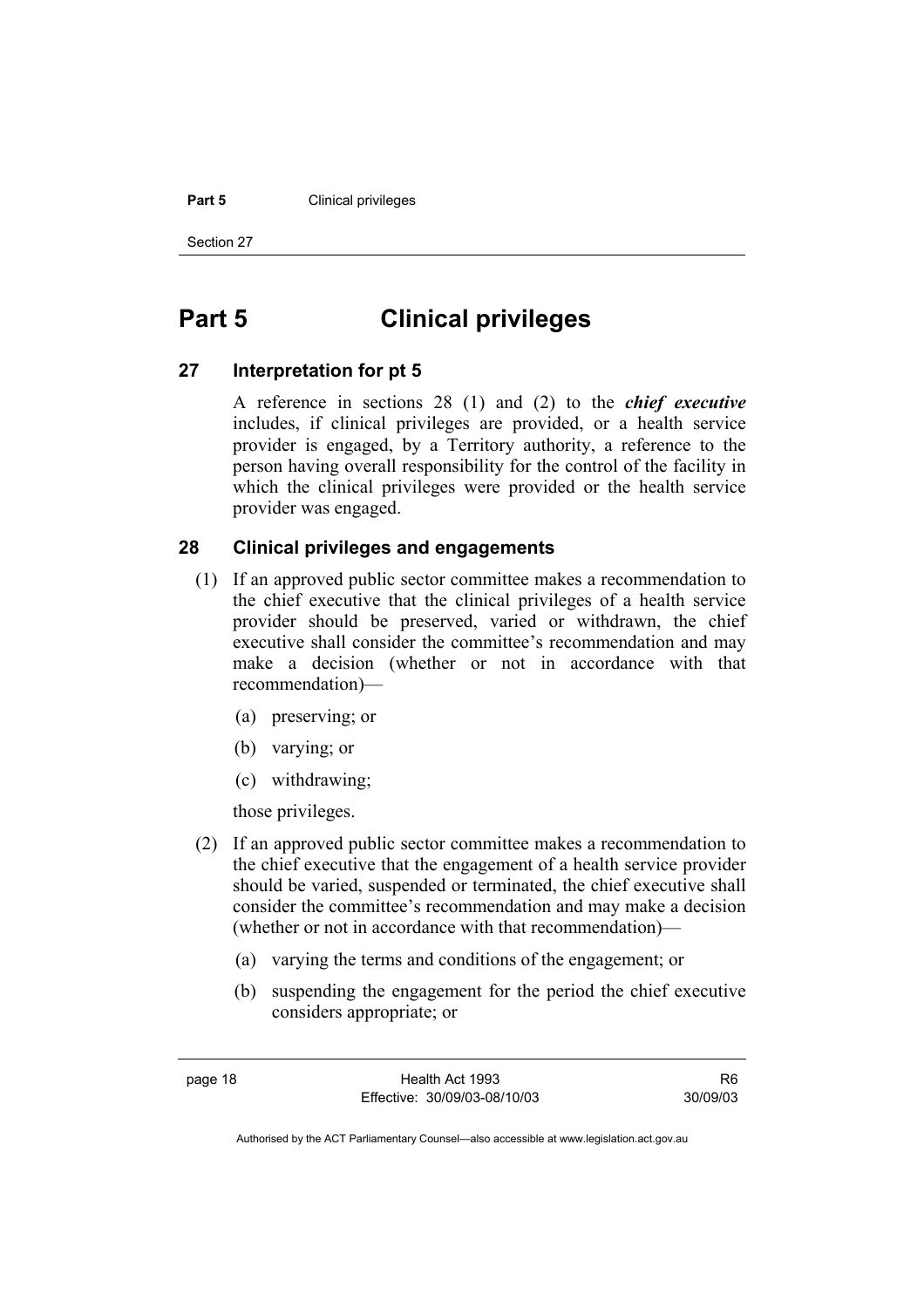# Part 5 Clinical privileges

## 27 Interpretation for pt 5

A reference in sections 28 (1) and (2) to the ***chief executive*** includes, if clinical privileges are provided, or a health service provider is engaged, by a Territory authority, a reference to the person having overall responsibility for the control of the facility in which the clinical privileges were provided or the health service provider was engaged.

## 28 Clinical privileges and engagements

(1) If an approved public sector committee makes a recommendation to the chief executive that the clinical privileges of a health service provider should be preserved, varied or withdrawn, the chief executive shall consider the committee's recommendation and may make a decision (whether or not in accordance with that recommendation)—

(a) preserving; or

(b) varying; or

(c) withdrawing;

those privileges.

(2) If an approved public sector committee makes a recommendation to the chief executive that the engagement of a health service provider should be varied, suspended or terminated, the chief executive shall consider the committee's recommendation and may make a decision (whether or not in accordance with that recommendation)—

(a) varying the terms and conditions of the engagement; or

(b) suspending the engagement for the period the chief executive considers appropriate; or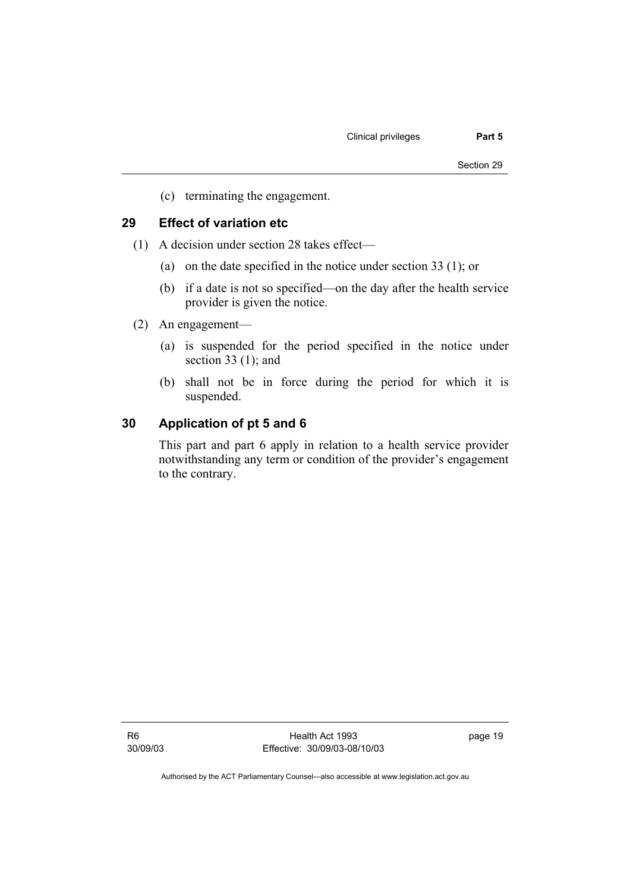(c) terminating the engagement.

## 29 Effect of variation etc

(1) A decision under section 28 takes effect—

(a) on the date specified in the notice under section 33 (1); or

(b) if a date is not so specified—on the day after the health service provider is given the notice.

(2) An engagement—

(a) is suspended for the period specified in the notice under section 33 (1); and

(b) shall not be in force during the period for which it is suspended.

## 30 Application of pt 5 and 6

This part and part 6 apply in relation to a health service provider notwithstanding any term or condition of the provider's engagement to the contrary.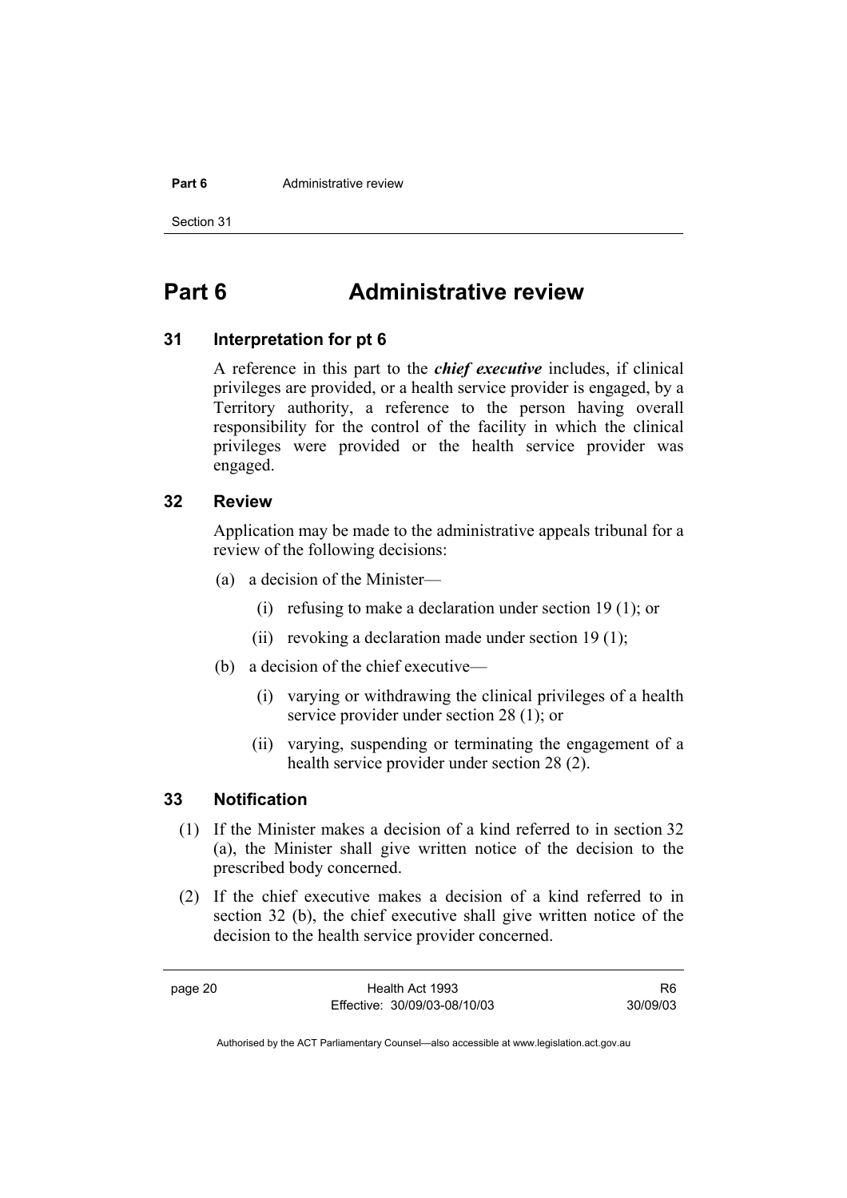# Part 6 Administrative review

## 31 Interpretation for pt 6

A reference in this part to the ***chief executive*** includes, if clinical privileges are provided, or a health service provider is engaged, by a Territory authority, a reference to the person having overall responsibility for the control of the facility in which the clinical privileges were provided or the health service provider was engaged.

## 32 Review

Application may be made to the administrative appeals tribunal for a review of the following decisions:

(a) a decision of the Minister—

(i) refusing to make a declaration under section 19 (1); or

(ii) revoking a declaration made under section 19 (1);

(b) a decision of the chief executive—

(i) varying or withdrawing the clinical privileges of a health service provider under section 28 (1); or

(ii) varying, suspending or terminating the engagement of a health service provider under section 28 (2).

## 33 Notification

(1) If the Minister makes a decision of a kind referred to in section 32 (a), the Minister shall give written notice of the decision to the prescribed body concerned.

(2) If the chief executive makes a decision of a kind referred to in section 32 (b), the chief executive shall give written notice of the decision to the health service provider concerned.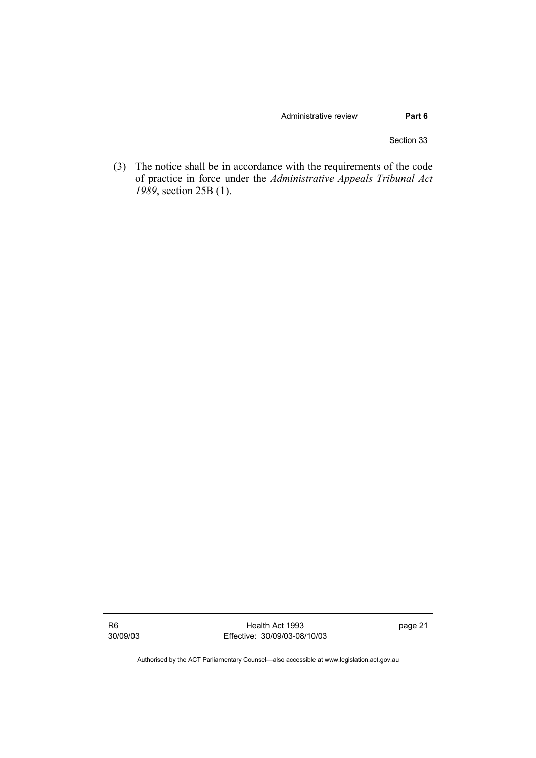(3) The notice shall be in accordance with the requirements of the code of practice in force under the *Administrative Appeals Tribunal Act 1989*, section 25B (1).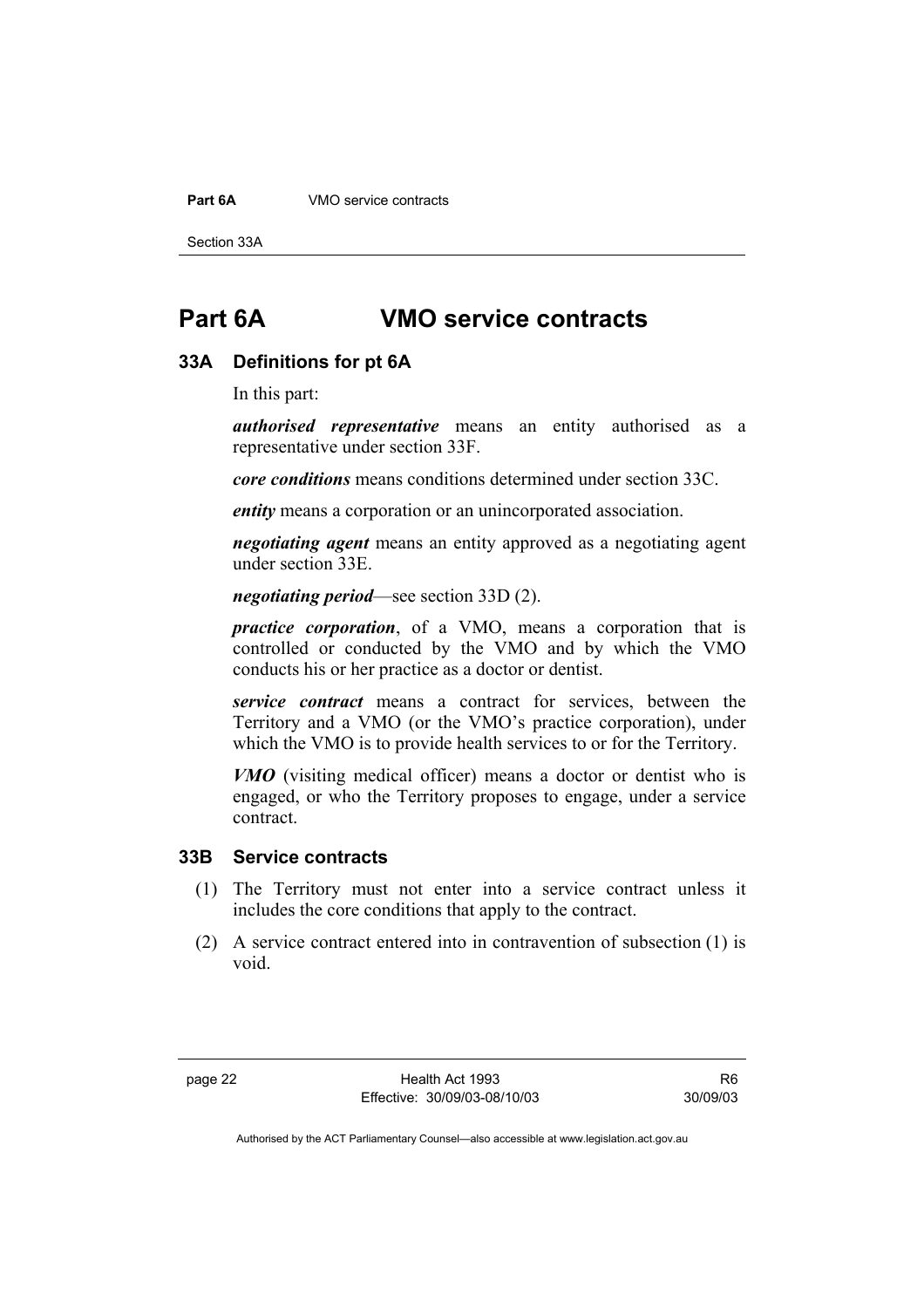# Part 6A VMO service contracts

## 33A Definitions for pt 6A

In this part:

***authorised representative*** means an entity authorised as a representative under section 33F.

***core conditions*** means conditions determined under section 33C.

***entity*** means a corporation or an unincorporated association.

***negotiating agent*** means an entity approved as a negotiating agent under section 33E.

***negotiating period***—see section 33D (2).

***practice corporation***, of a VMO, means a corporation that is controlled or conducted by the VMO and by which the VMO conducts his or her practice as a doctor or dentist.

***service contract*** means a contract for services, between the Territory and a VMO (or the VMO's practice corporation), under which the VMO is to provide health services to or for the Territory.

***VMO*** (visiting medical officer) means a doctor or dentist who is engaged, or who the Territory proposes to engage, under a service contract.

## 33B Service contracts

(1) The Territory must not enter into a service contract unless it includes the core conditions that apply to the contract.

(2) A service contract entered into in contravention of subsection (1) is void.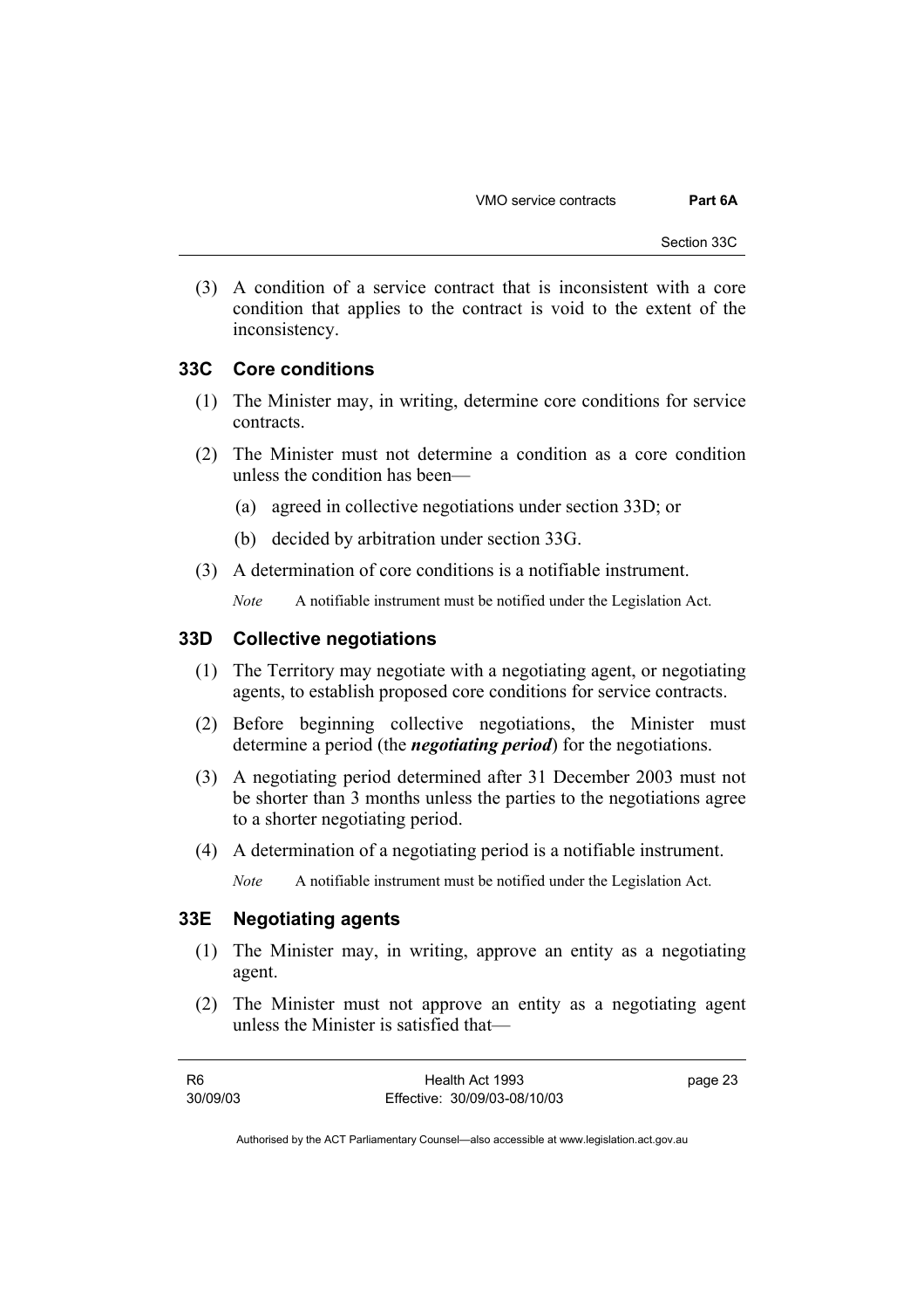(3) A condition of a service contract that is inconsistent with a core condition that applies to the contract is void to the extent of the inconsistency.

## 33C Core conditions

(1) The Minister may, in writing, determine core conditions for service contracts.

(2) The Minister must not determine a condition as a core condition unless the condition has been—

(a) agreed in collective negotiations under section 33D; or

(b) decided by arbitration under section 33G.

(3) A determination of core conditions is a notifiable instrument.

*Note* A notifiable instrument must be notified under the Legislation Act.

## 33D Collective negotiations

(1) The Territory may negotiate with a negotiating agent, or negotiating agents, to establish proposed core conditions for service contracts.

(2) Before beginning collective negotiations, the Minister must determine a period (the ***negotiating period***) for the negotiations.

(3) A negotiating period determined after 31 December 2003 must not be shorter than 3 months unless the parties to the negotiations agree to a shorter negotiating period.

(4) A determination of a negotiating period is a notifiable instrument.

*Note* A notifiable instrument must be notified under the Legislation Act.

## 33E Negotiating agents

(1) The Minister may, in writing, approve an entity as a negotiating agent.

(2) The Minister must not approve an entity as a negotiating agent unless the Minister is satisfied that—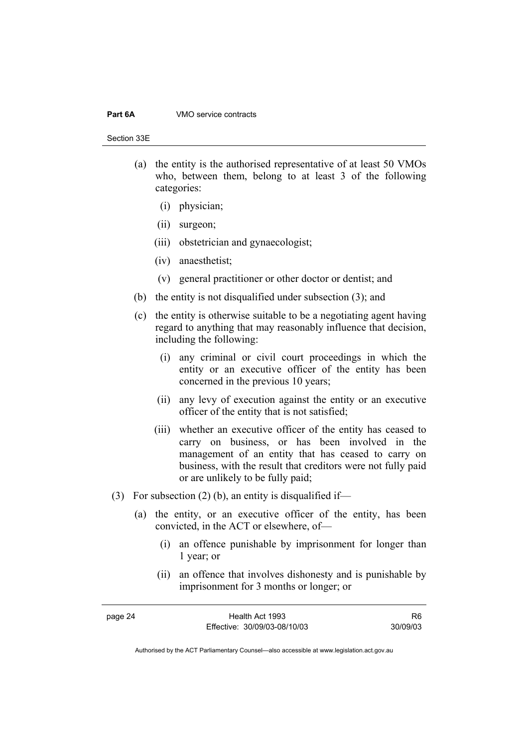(a) the entity is the authorised representative of at least 50 VMOs who, between them, belong to at least 3 of the following categories:

   (i) physician;

   (ii) surgeon;

   (iii) obstetrician and gynaecologist;

   (iv) anaesthetist;

   (v) general practitioner or other doctor or dentist; and

(b) the entity is not disqualified under subsection (3); and

(c) the entity is otherwise suitable to be a negotiating agent having regard to anything that may reasonably influence that decision, including the following:

   (i) any criminal or civil court proceedings in which the entity or an executive officer of the entity has been concerned in the previous 10 years;

   (ii) any levy of execution against the entity or an executive officer of the entity that is not satisfied;

   (iii) whether an executive officer of the entity has ceased to carry on business, or has been involved in the management of an entity that has ceased to carry on business, with the result that creditors were not fully paid or are unlikely to be fully paid;

(3) For subsection (2) (b), an entity is disqualified if—

(a) the entity, or an executive officer of the entity, has been convicted, in the ACT or elsewhere, of—

   (i) an offence punishable by imprisonment for longer than 1 year; or

   (ii) an offence that involves dishonesty and is punishable by imprisonment for 3 months or longer; or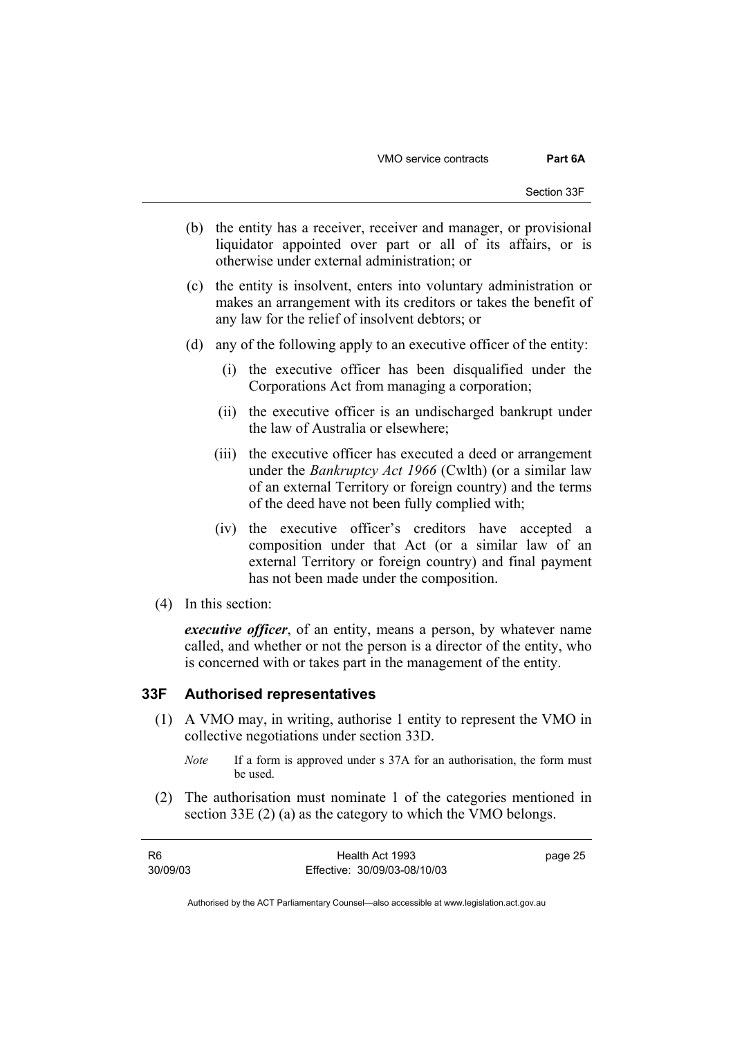(b) the entity has a receiver, receiver and manager, or provisional liquidator appointed over part or all of its affairs, or is otherwise under external administration; or

(c) the entity is insolvent, enters into voluntary administration or makes an arrangement with its creditors or takes the benefit of any law for the relief of insolvent debtors; or

(d) any of the following apply to an executive officer of the entity:

(i) the executive officer has been disqualified under the Corporations Act from managing a corporation;

(ii) the executive officer is an undischarged bankrupt under the law of Australia or elsewhere;

(iii) the executive officer has executed a deed or arrangement under the *Bankruptcy Act 1966* (Cwlth) (or a similar law of an external Territory or foreign country) and the terms of the deed have not been fully complied with;

(iv) the executive officer's creditors have accepted a composition under that Act (or a similar law of an external Territory or foreign country) and final payment has not been made under the composition.

(4) In this section:

***executive officer***, of an entity, means a person, by whatever name called, and whether or not the person is a director of the entity, who is concerned with or takes part in the management of the entity.

### 33F Authorised representatives

(1) A VMO may, in writing, authorise 1 entity to represent the VMO in collective negotiations under section 33D.

*Note* If a form is approved under s 37A for an authorisation, the form must be used.

(2) The authorisation must nominate 1 of the categories mentioned in section 33E (2) (a) as the category to which the VMO belongs.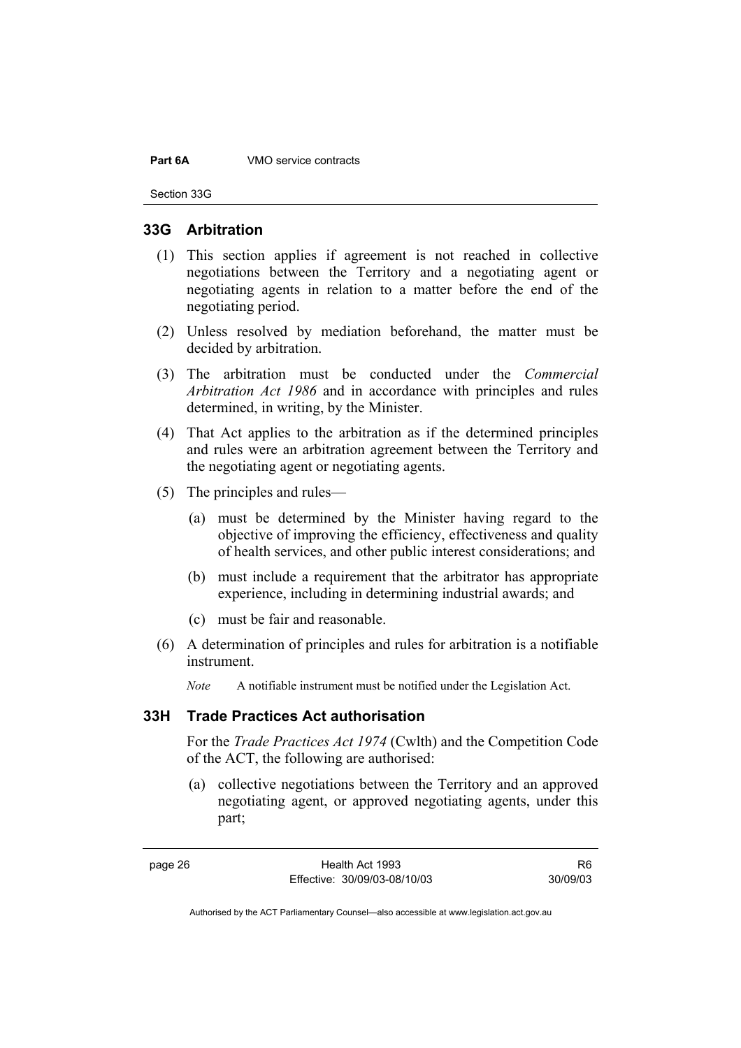## 33G Arbitration

(1) This section applies if agreement is not reached in collective negotiations between the Territory and a negotiating agent or negotiating agents in relation to a matter before the end of the negotiating period.

(2) Unless resolved by mediation beforehand, the matter must be decided by arbitration.

(3) The arbitration must be conducted under the *Commercial Arbitration Act 1986* and in accordance with principles and rules determined, in writing, by the Minister.

(4) That Act applies to the arbitration as if the determined principles and rules were an arbitration agreement between the Territory and the negotiating agent or negotiating agents.

(5) The principles and rules—

(a) must be determined by the Minister having regard to the objective of improving the efficiency, effectiveness and quality of health services, and other public interest considerations; and

(b) must include a requirement that the arbitrator has appropriate experience, including in determining industrial awards; and

(c) must be fair and reasonable.

(6) A determination of principles and rules for arbitration is a notifiable instrument.

*Note* A notifiable instrument must be notified under the Legislation Act.

## 33H Trade Practices Act authorisation

For the *Trade Practices Act 1974* (Cwlth) and the Competition Code of the ACT, the following are authorised:

(a) collective negotiations between the Territory and an approved negotiating agent, or approved negotiating agents, under this part;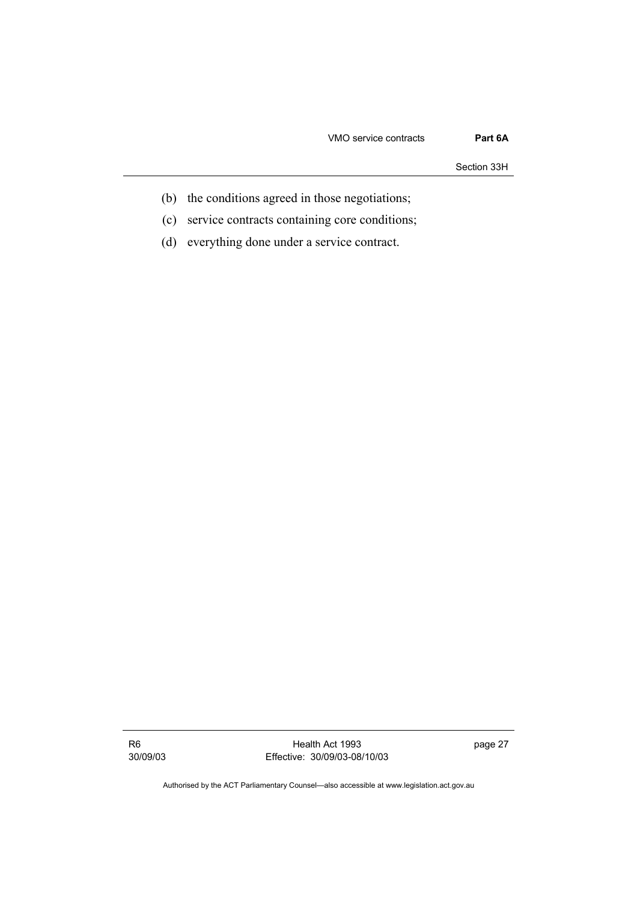(b) the conditions agreed in those negotiations;

(c) service contracts containing core conditions;

(d) everything done under a service contract.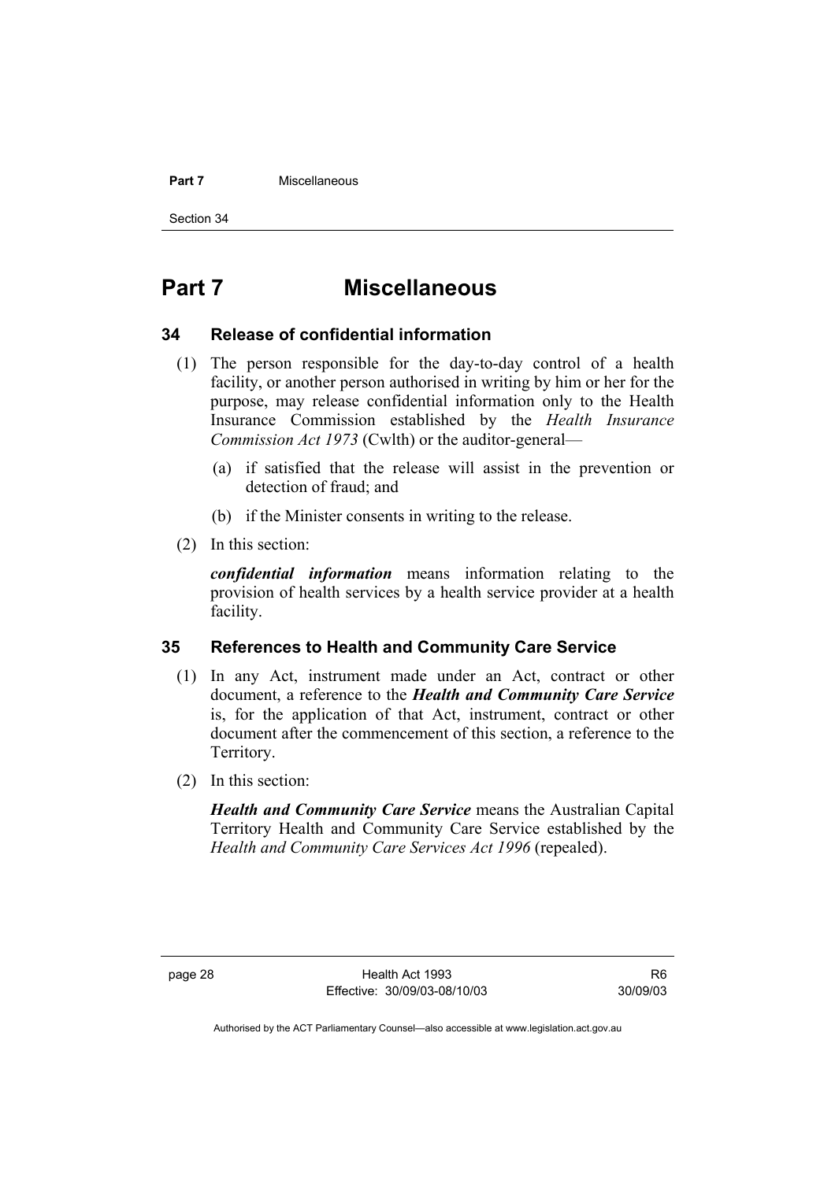# Part 7 Miscellaneous

## 34 Release of confidential information

(1) The person responsible for the day-to-day control of a health facility, or another person authorised in writing by him or her for the purpose, may release confidential information only to the Health Insurance Commission established by the *Health Insurance Commission Act 1973* (Cwlth) or the auditor-general—

(a) if satisfied that the release will assist in the prevention or detection of fraud; and

(b) if the Minister consents in writing to the release.

(2) In this section:

***confidential information*** means information relating to the provision of health services by a health service provider at a health facility.

## 35 References to Health and Community Care Service

(1) In any Act, instrument made under an Act, contract or other document, a reference to the ***Health and Community Care Service*** is, for the application of that Act, instrument, contract or other document after the commencement of this section, a reference to the Territory.

(2) In this section:

***Health and Community Care Service*** means the Australian Capital Territory Health and Community Care Service established by the *Health and Community Care Services Act 1996* (repealed).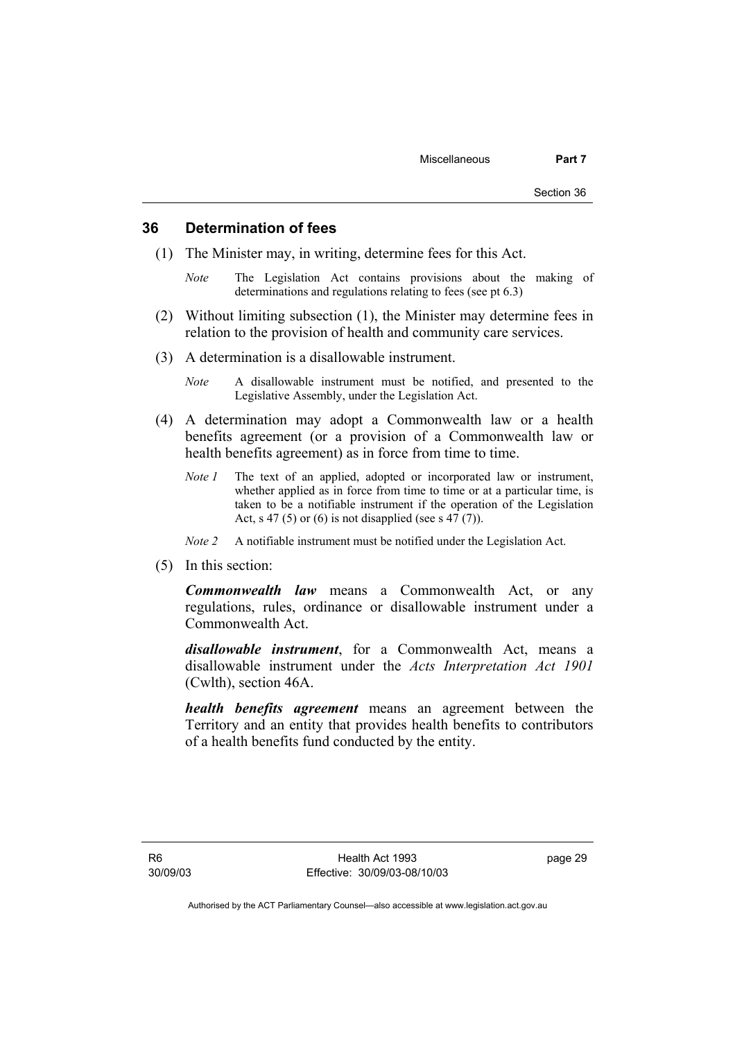## 36 Determination of fees

(1) The Minister may, in writing, determine fees for this Act.

*Note* The Legislation Act contains provisions about the making of determinations and regulations relating to fees (see pt 6.3)

(2) Without limiting subsection (1), the Minister may determine fees in relation to the provision of health and community care services.

(3) A determination is a disallowable instrument.

*Note* A disallowable instrument must be notified, and presented to the Legislative Assembly, under the Legislation Act.

(4) A determination may adopt a Commonwealth law or a health benefits agreement (or a provision of a Commonwealth law or health benefits agreement) as in force from time to time.

*Note 1* The text of an applied, adopted or incorporated law or instrument, whether applied as in force from time to time or at a particular time, is taken to be a notifiable instrument if the operation of the Legislation Act, s 47 (5) or (6) is not disapplied (see s 47 (7)).

*Note 2* A notifiable instrument must be notified under the Legislation Act.

(5) In this section:

***Commonwealth law*** means a Commonwealth Act, or any regulations, rules, ordinance or disallowable instrument under a Commonwealth Act.

***disallowable instrument***, for a Commonwealth Act, means a disallowable instrument under the *Acts Interpretation Act 1901* (Cwlth), section 46A.

***health benefits agreement*** means an agreement between the Territory and an entity that provides health benefits to contributors of a health benefits fund conducted by the entity.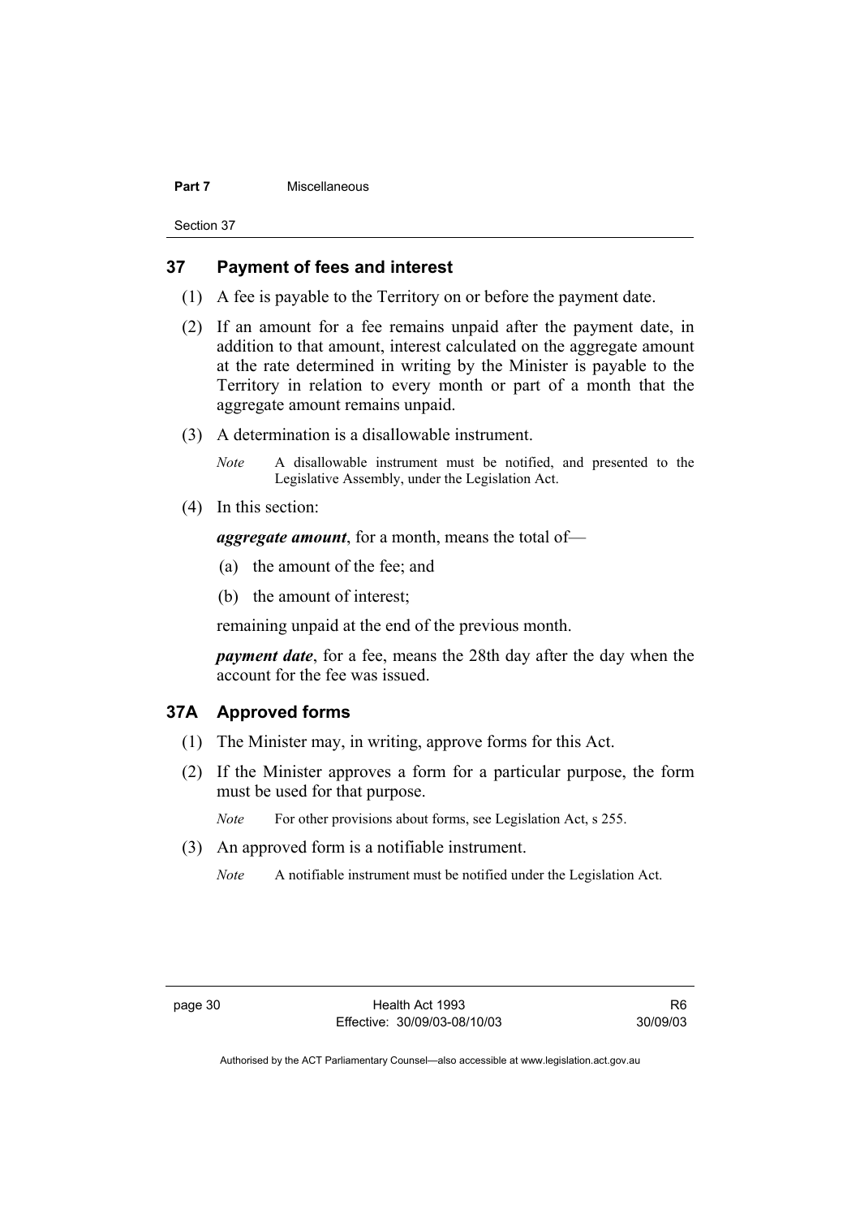## 37 Payment of fees and interest

(1) A fee is payable to the Territory on or before the payment date.

(2) If an amount for a fee remains unpaid after the payment date, in addition to that amount, interest calculated on the aggregate amount at the rate determined in writing by the Minister is payable to the Territory in relation to every month or part of a month that the aggregate amount remains unpaid.

(3) A determination is a disallowable instrument.

*Note* A disallowable instrument must be notified, and presented to the Legislative Assembly, under the Legislation Act.

(4) In this section:

***aggregate amount***, for a month, means the total of—

(a) the amount of the fee; and

(b) the amount of interest;

remaining unpaid at the end of the previous month.

***payment date***, for a fee, means the 28th day after the day when the account for the fee was issued.

## 37A Approved forms

(1) The Minister may, in writing, approve forms for this Act.

(2) If the Minister approves a form for a particular purpose, the form must be used for that purpose.

*Note* For other provisions about forms, see Legislation Act, s 255.

(3) An approved form is a notifiable instrument.

*Note* A notifiable instrument must be notified under the Legislation Act.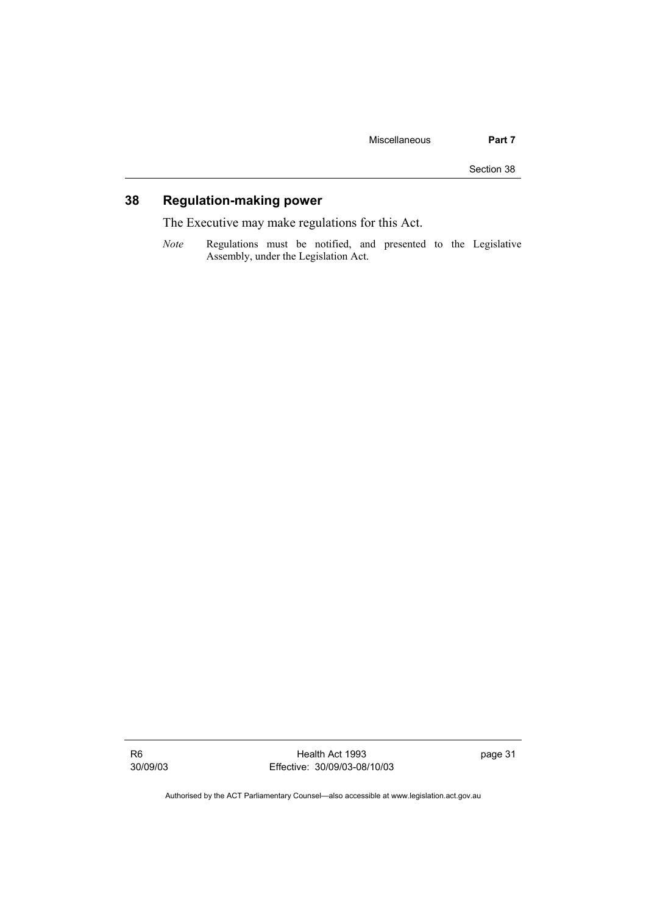## 38 Regulation-making power

The Executive may make regulations for this Act.

*Note* Regulations must be notified, and presented to the Legislative Assembly, under the Legislation Act.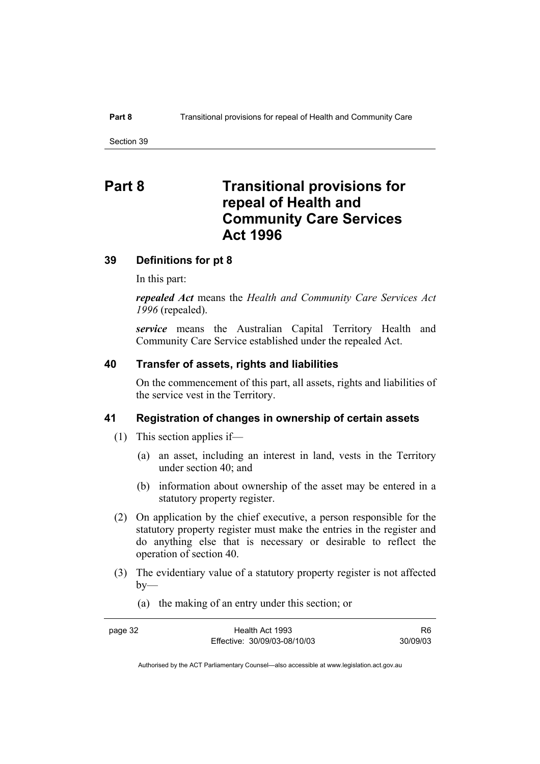# Part 8 Transitional provisions for repeal of Health and Community Care Services Act 1996

## 39 Definitions for pt 8

In this part:

***repealed Act*** means the *Health and Community Care Services Act 1996* (repealed).

***service*** means the Australian Capital Territory Health and Community Care Service established under the repealed Act.

## 40 Transfer of assets, rights and liabilities

On the commencement of this part, all assets, rights and liabilities of the service vest in the Territory.

## 41 Registration of changes in ownership of certain assets

(1) This section applies if—

(a) an asset, including an interest in land, vests in the Territory under section 40; and

(b) information about ownership of the asset may be entered in a statutory property register.

(2) On application by the chief executive, a person responsible for the statutory property register must make the entries in the register and do anything else that is necessary or desirable to reflect the operation of section 40.

(3) The evidentiary value of a statutory property register is not affected by—

(a) the making of an entry under this section; or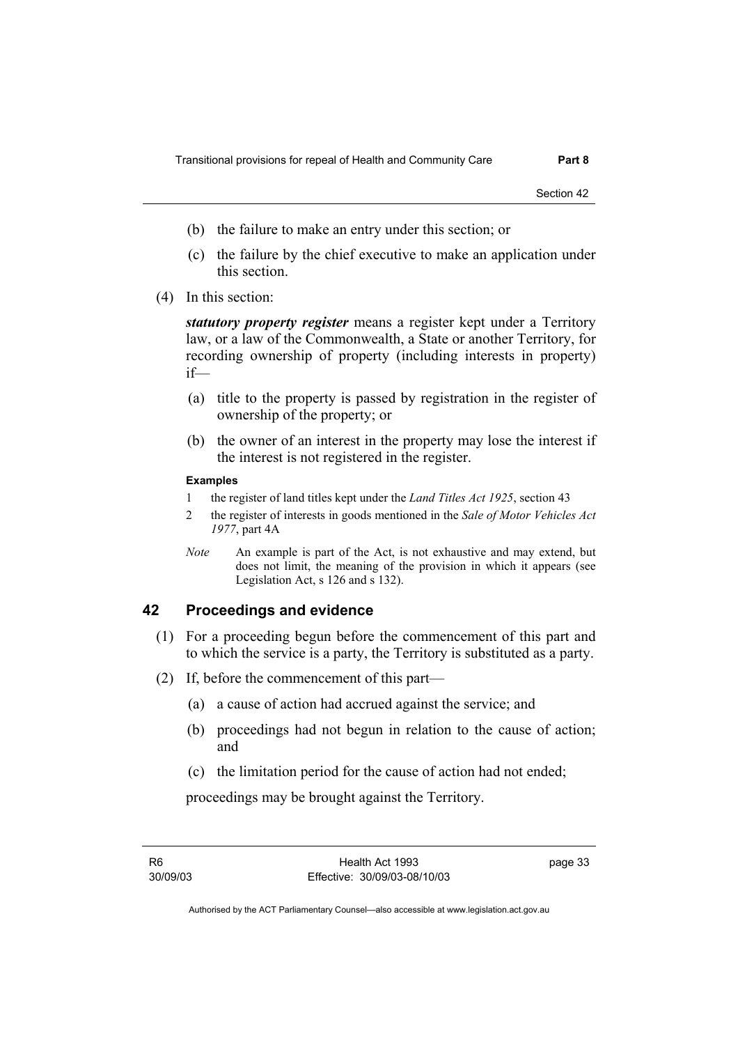(b) the failure to make an entry under this section; or

(c) the failure by the chief executive to make an application under this section.

(4) In this section:

***statutory property register*** means a register kept under a Territory law, or a law of the Commonwealth, a State or another Territory, for recording ownership of property (including interests in property) if—

(a) title to the property is passed by registration in the register of ownership of the property; or

(b) the owner of an interest in the property may lose the interest if the interest is not registered in the register.

**Examples**

1 the register of land titles kept under the *Land Titles Act 1925*, section 43

2 the register of interests in goods mentioned in the *Sale of Motor Vehicles Act 1977*, part 4A

*Note* An example is part of the Act, is not exhaustive and may extend, but does not limit, the meaning of the provision in which it appears (see Legislation Act, s 126 and s 132).

## 42 Proceedings and evidence

(1) For a proceeding begun before the commencement of this part and to which the service is a party, the Territory is substituted as a party.

(2) If, before the commencement of this part—

(a) a cause of action had accrued against the service; and

(b) proceedings had not begun in relation to the cause of action; and

(c) the limitation period for the cause of action had not ended;

proceedings may be brought against the Territory.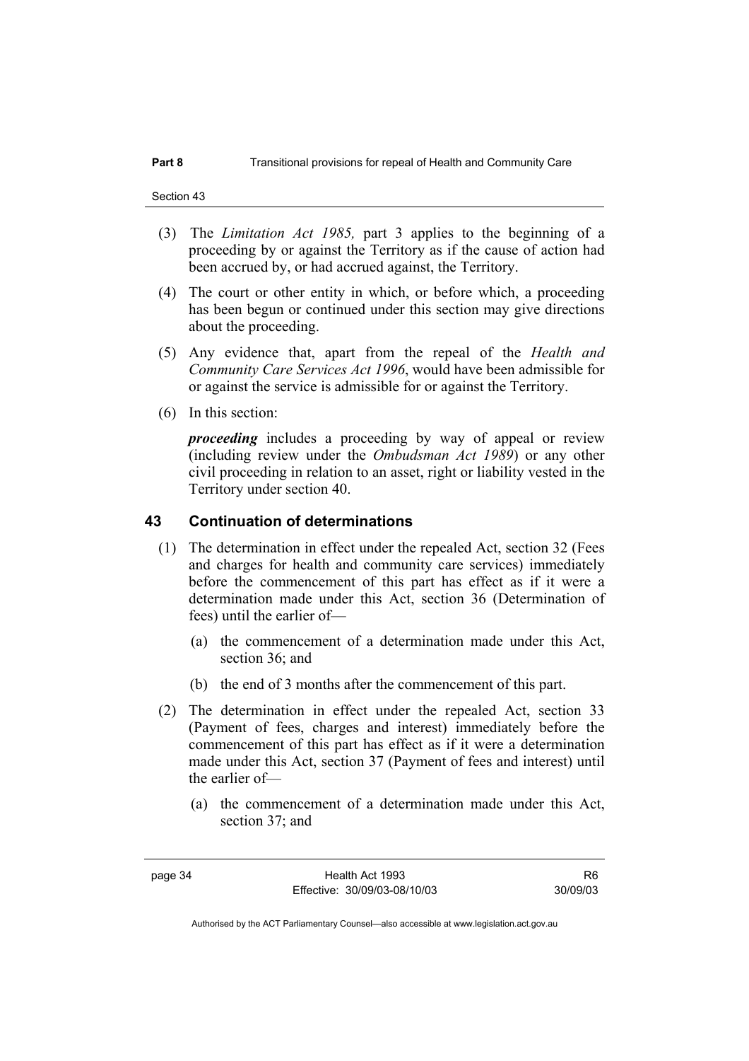(3) The *Limitation Act 1985,* part 3 applies to the beginning of a proceeding by or against the Territory as if the cause of action had been accrued by, or had accrued against, the Territory.

(4) The court or other entity in which, or before which, a proceeding has been begun or continued under this section may give directions about the proceeding.

(5) Any evidence that, apart from the repeal of the *Health and Community Care Services Act 1996*, would have been admissible for or against the service is admissible for or against the Territory.

(6) In this section:

***proceeding*** includes a proceeding by way of appeal or review (including review under the *Ombudsman Act 1989*) or any other civil proceeding in relation to an asset, right or liability vested in the Territory under section 40.

## 43 Continuation of determinations

(1) The determination in effect under the repealed Act, section 32 (Fees and charges for health and community care services) immediately before the commencement of this part has effect as if it were a determination made under this Act, section 36 (Determination of fees) until the earlier of—

(a) the commencement of a determination made under this Act, section 36; and

(b) the end of 3 months after the commencement of this part.

(2) The determination in effect under the repealed Act, section 33 (Payment of fees, charges and interest) immediately before the commencement of this part has effect as if it were a determination made under this Act, section 37 (Payment of fees and interest) until the earlier of—

(a) the commencement of a determination made under this Act, section 37; and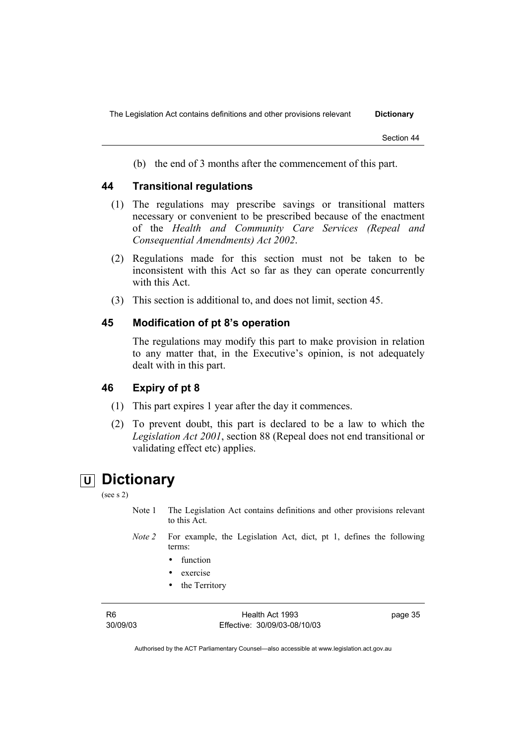(b) the end of 3 months after the commencement of this part.

### 44 Transitional regulations

(1) The regulations may prescribe savings or transitional matters necessary or convenient to be prescribed because of the enactment of the *Health and Community Care Services (Repeal and Consequential Amendments) Act 2002*.

(2) Regulations made for this section must not be taken to be inconsistent with this Act so far as they can operate concurrently with this Act.

(3) This section is additional to, and does not limit, section 45.

### 45 Modification of pt 8's operation

The regulations may modify this part to make provision in relation to any matter that, in the Executive's opinion, is not adequately dealt with in this part.

### 46 Expiry of pt 8

(1) This part expires 1 year after the day it commences.

(2) To prevent doubt, this part is declared to be a law to which the *Legislation Act 2001*, section 88 (Repeal does not end transitional or validating effect etc) applies.

# Dictionary

(see s 2)

Note 1 The Legislation Act contains definitions and other provisions relevant to this Act.

*Note 2* For example, the Legislation Act, dict, pt 1, defines the following terms:

- function
- exercise
- the Territory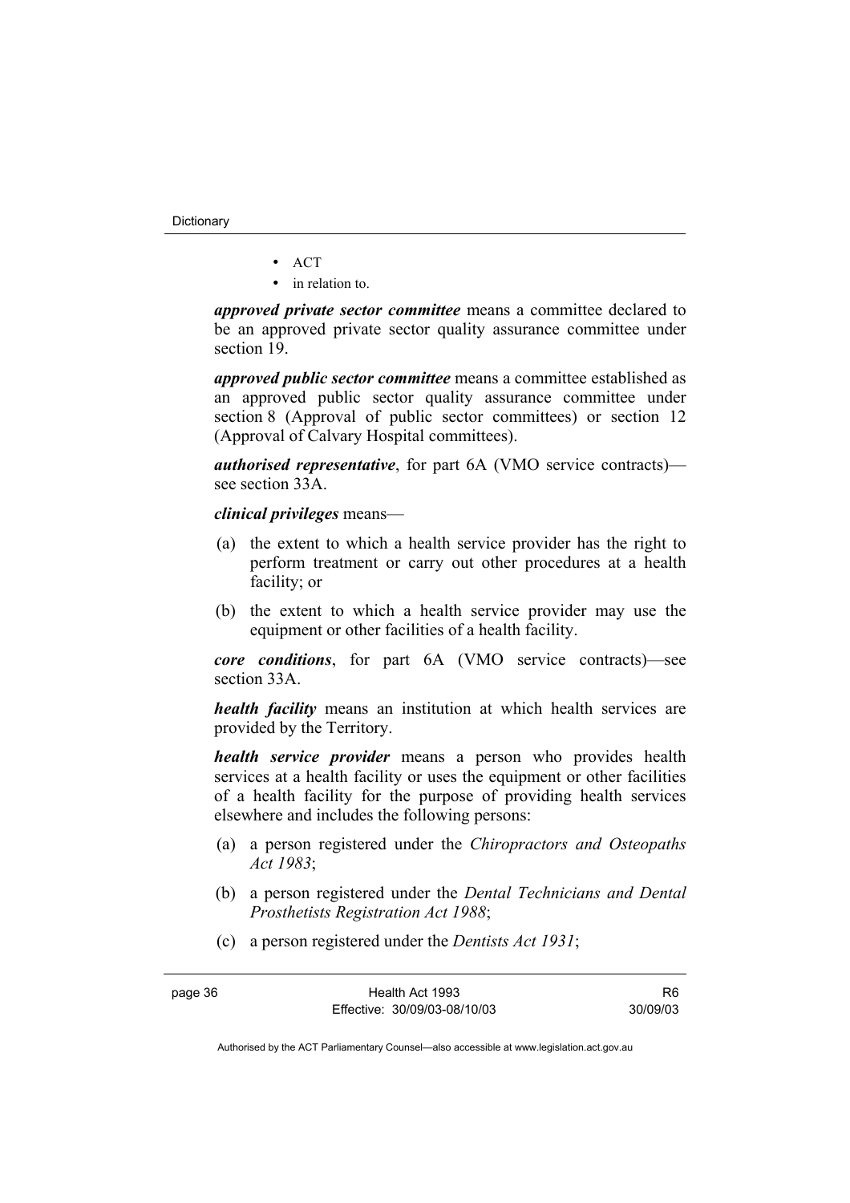- ACT
- in relation to.

***approved private sector committee*** means a committee declared to be an approved private sector quality assurance committee under section 19.

***approved public sector committee*** means a committee established as an approved public sector quality assurance committee under section 8 (Approval of public sector committees) or section 12 (Approval of Calvary Hospital committees).

***authorised representative***, for part 6A (VMO service contracts)—see section 33A.

***clinical privileges*** means—

(a) the extent to which a health service provider has the right to perform treatment or carry out other procedures at a health facility; or

(b) the extent to which a health service provider may use the equipment or other facilities of a health facility.

***core conditions***, for part 6A (VMO service contracts)—see section 33A.

***health facility*** means an institution at which health services are provided by the Territory.

***health service provider*** means a person who provides health services at a health facility or uses the equipment or other facilities of a health facility for the purpose of providing health services elsewhere and includes the following persons:

(a) a person registered under the *Chiropractors and Osteopaths Act 1983*;

(b) a person registered under the *Dental Technicians and Dental Prosthetists Registration Act 1988*;

(c) a person registered under the *Dentists Act 1931*;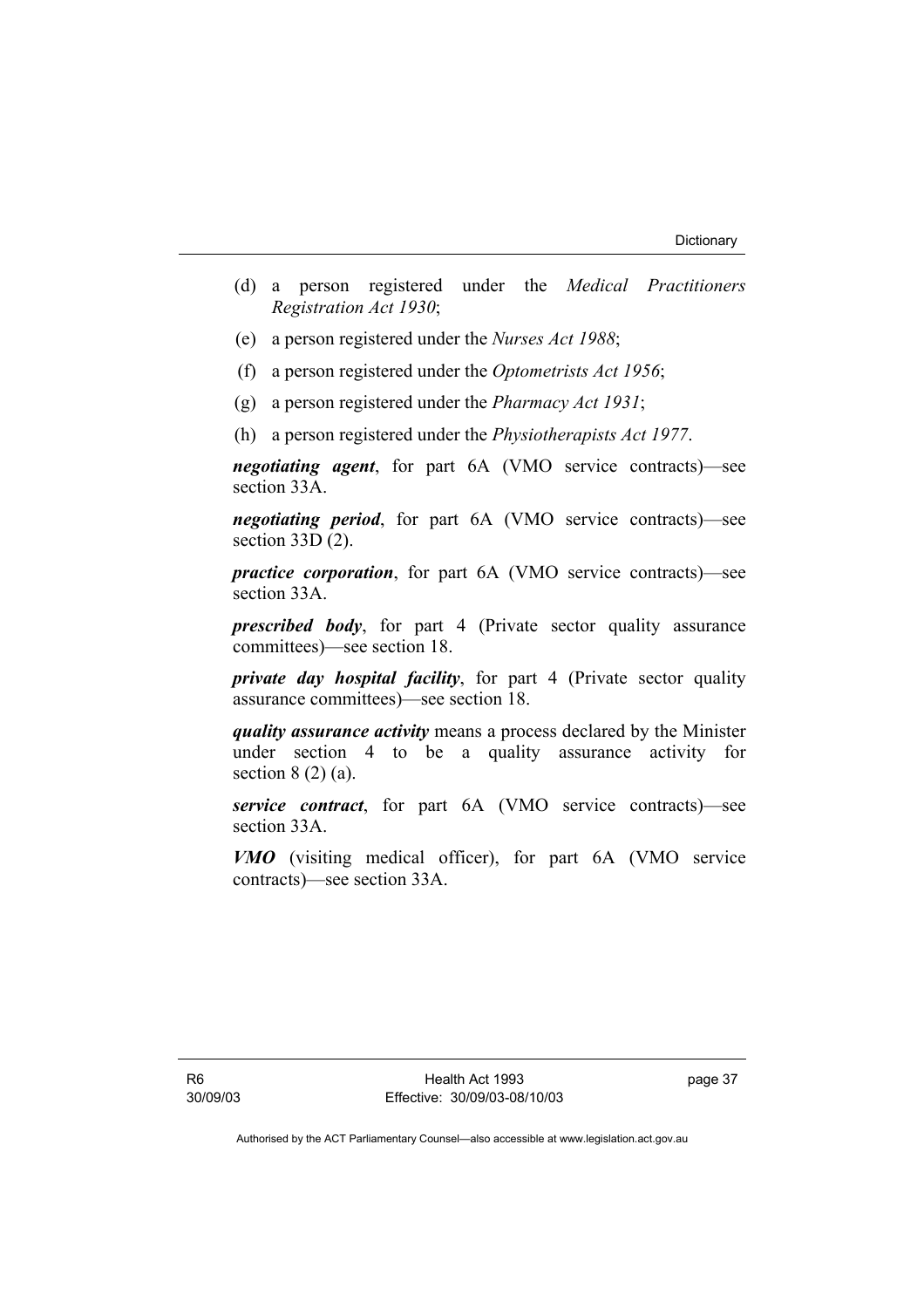(d) a person registered under the *Medical Practitioners Registration Act 1930*;

(e) a person registered under the *Nurses Act 1988*;

(f) a person registered under the *Optometrists Act 1956*;

(g) a person registered under the *Pharmacy Act 1931*;

(h) a person registered under the *Physiotherapists Act 1977*.

***negotiating agent***, for part 6A (VMO service contracts)—see section 33A.

***negotiating period***, for part 6A (VMO service contracts)—see section 33D (2).

***practice corporation***, for part 6A (VMO service contracts)—see section 33A.

***prescribed body***, for part 4 (Private sector quality assurance committees)—see section 18.

***private day hospital facility***, for part 4 (Private sector quality assurance committees)—see section 18.

***quality assurance activity*** means a process declared by the Minister under section 4 to be a quality assurance activity for section 8 (2) (a).

***service contract***, for part 6A (VMO service contracts)—see section 33A.

***VMO*** (visiting medical officer), for part 6A (VMO service contracts)—see section 33A.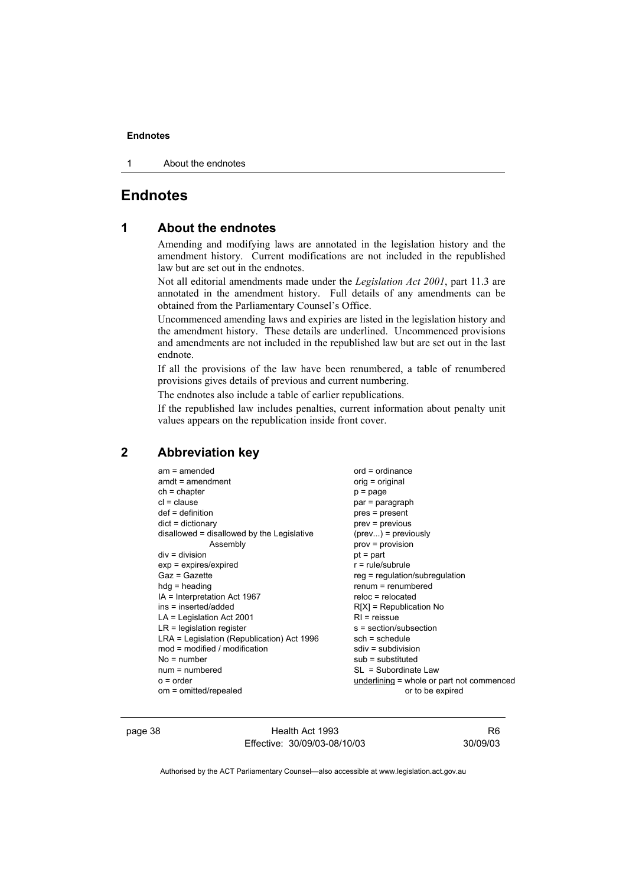# Endnotes

## 1 About the endnotes

Amending and modifying laws are annotated in the legislation history and the amendment history. Current modifications are not included in the republished law but are set out in the endnotes.

Not all editorial amendments made under the *Legislation Act 2001*, part 11.3 are annotated in the amendment history. Full details of any amendments can be obtained from the Parliamentary Counsel's Office.

Uncommenced amending laws and expiries are listed in the legislation history and the amendment history. These details are underlined. Uncommenced provisions and amendments are not included in the republished law but are set out in the last endnote.

If all the provisions of the law have been renumbered, a table of renumbered provisions gives details of previous and current numbering.

The endnotes also include a table of earlier republications.

If the republished law includes penalties, current information about penalty unit values appears on the republication inside front cover.

## 2 Abbreviation key

am = amended
amdt = amendment
ch = chapter
cl = clause
def = definition
dict = dictionary
disallowed = disallowed by the Legislative Assembly
div = division
exp = expires/expired
Gaz = Gazette
hdg = heading
IA = Interpretation Act 1967
ins = inserted/added
LA = Legislation Act 2001
LR = legislation register
LRA = Legislation (Republication) Act 1996
mod = modified / modification
No = number
num = numbered
o = order
om = omitted/repealed
ord = ordinance
orig = original
p = page
par = paragraph
pres = present
prev = previous
(prev...) = previously
prov = provision
pt = part
r = rule/subrule
reg = regulation/subregulation
renum = renumbered
reloc = relocated
R[X] = Republication No
RI = reissue
s = section/subsection
sch = schedule
sdiv = subdivision
sub = substituted
SL = Subordinate Law
<u>underlining</u> = whole or part not commenced or to be expired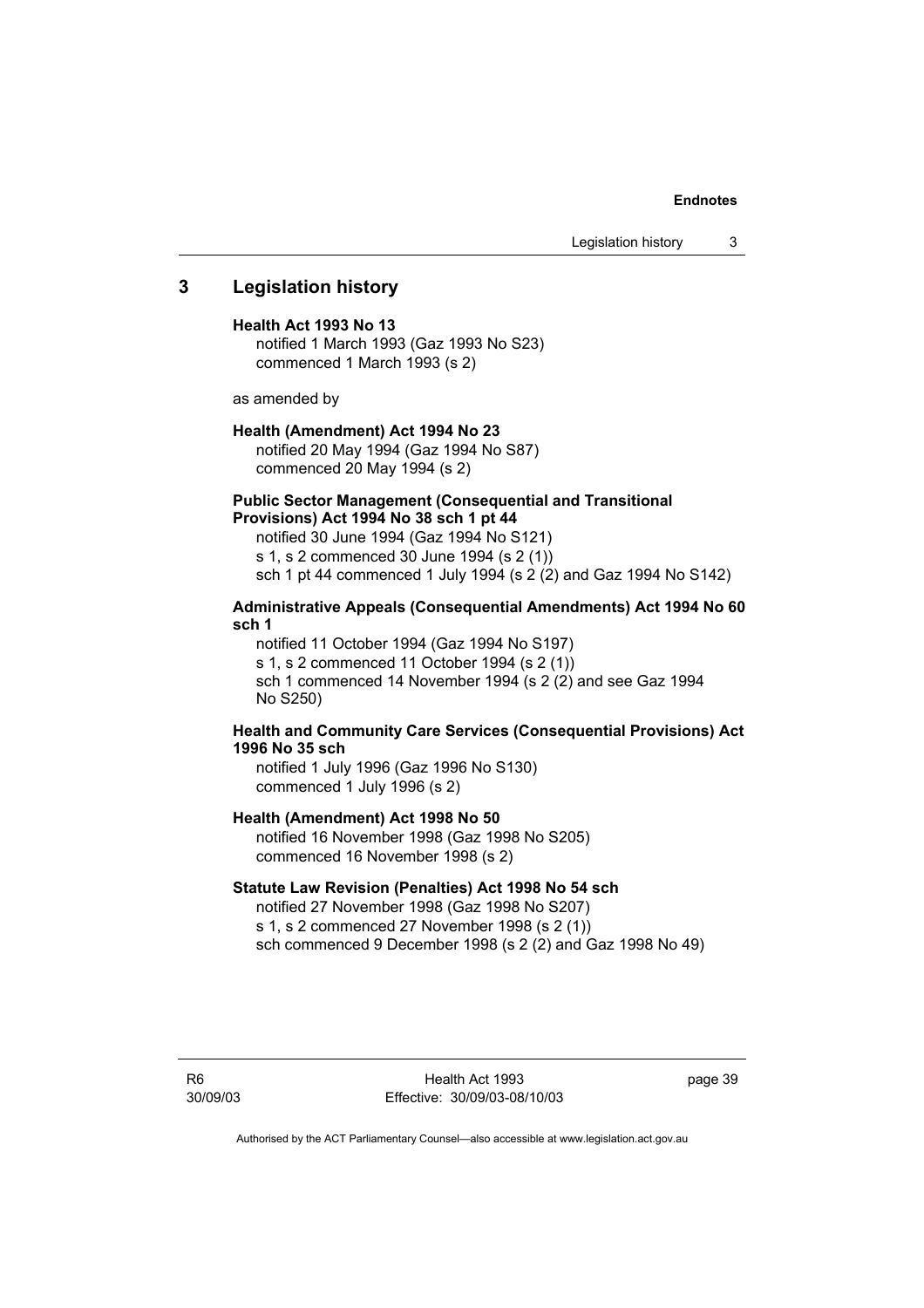## 3 Legislation history

**Health Act 1993 No 13**

notified 1 March 1993 (Gaz 1993 No S23)
commenced 1 March 1993 (s 2)

as amended by

**Health (Amendment) Act 1994 No 23**

notified 20 May 1994 (Gaz 1994 No S87)
commenced 20 May 1994 (s 2)

**Public Sector Management (Consequential and Transitional Provisions) Act 1994 No 38 sch 1 pt 44**

notified 30 June 1994 (Gaz 1994 No S121)
s 1, s 2 commenced 30 June 1994 (s 2 (1))
sch 1 pt 44 commenced 1 July 1994 (s 2 (2) and Gaz 1994 No S142)

**Administrative Appeals (Consequential Amendments) Act 1994 No 60 sch 1**

notified 11 October 1994 (Gaz 1994 No S197)
s 1, s 2 commenced 11 October 1994 (s 2 (1))
sch 1 commenced 14 November 1994 (s 2 (2) and see Gaz 1994 No S250)

**Health and Community Care Services (Consequential Provisions) Act 1996 No 35 sch**

notified 1 July 1996 (Gaz 1996 No S130)
commenced 1 July 1996 (s 2)

**Health (Amendment) Act 1998 No 50**

notified 16 November 1998 (Gaz 1998 No S205)
commenced 16 November 1998 (s 2)

**Statute Law Revision (Penalties) Act 1998 No 54 sch**

notified 27 November 1998 (Gaz 1998 No S207)
s 1, s 2 commenced 27 November 1998 (s 2 (1))
sch commenced 9 December 1998 (s 2 (2) and Gaz 1998 No 49)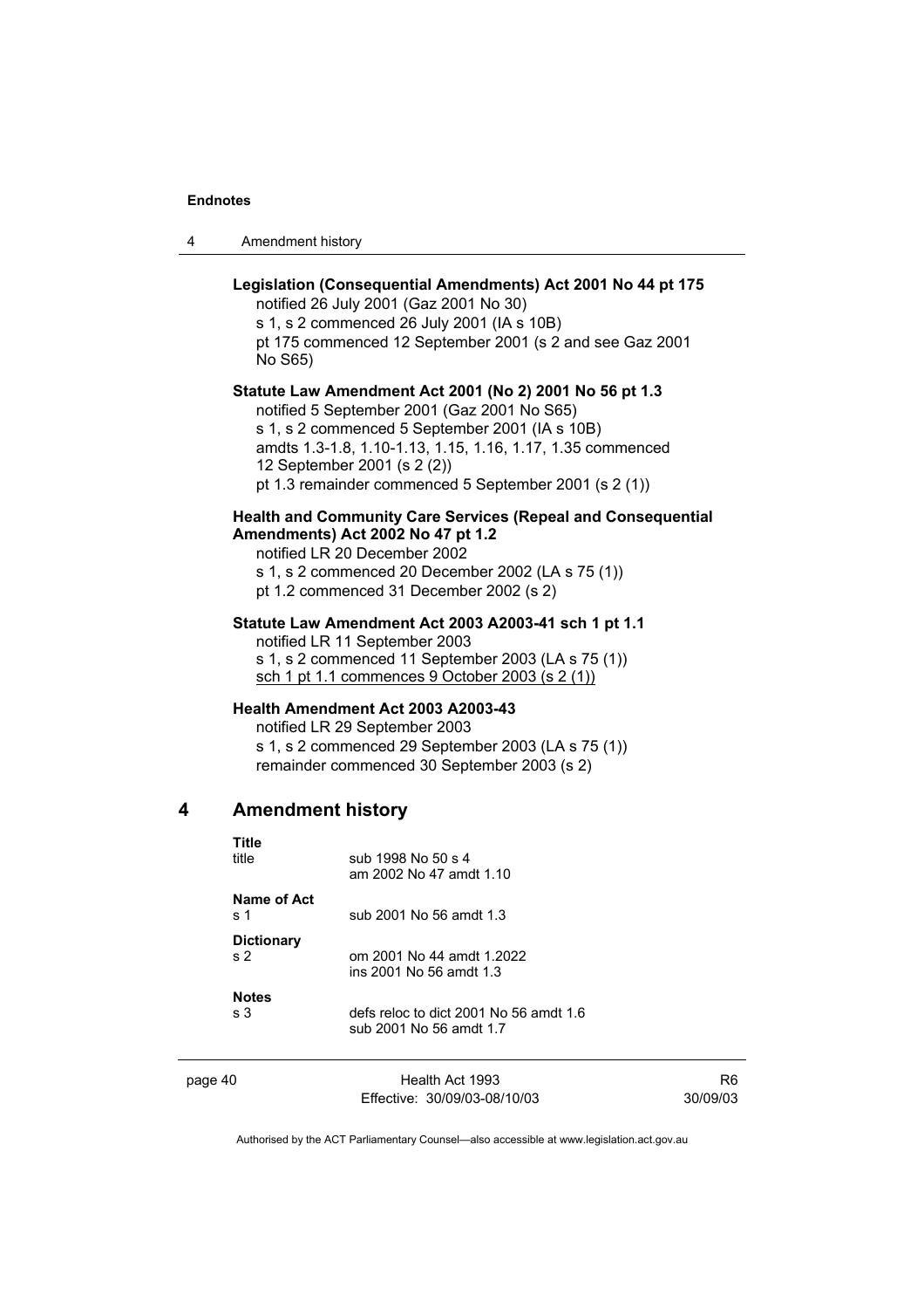**Legislation (Consequential Amendments) Act 2001 No 44 pt 175**

notified 26 July 2001 (Gaz 2001 No 30)
s 1, s 2 commenced 26 July 2001 (IA s 10B)
pt 175 commenced 12 September 2001 (s 2 and see Gaz 2001 No S65)

**Statute Law Amendment Act 2001 (No 2) 2001 No 56 pt 1.3**

notified 5 September 2001 (Gaz 2001 No S65)
s 1, s 2 commenced 5 September 2001 (IA s 10B)
amdts 1.3-1.8, 1.10-1.13, 1.15, 1.16, 1.17, 1.35 commenced 12 September 2001 (s 2 (2))
pt 1.3 remainder commenced 5 September 2001 (s 2 (1))

**Health and Community Care Services (Repeal and Consequential Amendments) Act 2002 No 47 pt 1.2**

notified LR 20 December 2002
s 1, s 2 commenced 20 December 2002 (LA s 75 (1))
pt 1.2 commenced 31 December 2002 (s 2)

**Statute Law Amendment Act 2003 A2003-41 sch 1 pt 1.1**

notified LR 11 September 2003
s 1, s 2 commenced 11 September 2003 (LA s 75 (1))
sch 1 pt 1.1 commences 9 October 2003 (s 2 (1))

**Health Amendment Act 2003 A2003-43**

notified LR 29 September 2003
s 1, s 2 commenced 29 September 2003 (LA s 75 (1))
remainder commenced 30 September 2003 (s 2)

## 4 Amendment history

**Title**

| | |
|---|---|
| title | sub 1998 No 50 s 4<br>am 2002 No 47 amdt 1.10 |

**Name of Act**

| | |
|---|---|
| s 1 | sub 2001 No 56 amdt 1.3 |

**Dictionary**

| | |
|---|---|
| s 2 | om 2001 No 44 amdt 1.2022<br>ins 2001 No 56 amdt 1.3 |

**Notes**

| | |
|---|---|
| s 3 | defs reloc to dict 2001 No 56 amdt 1.6<br>sub 2001 No 56 amdt 1.7 |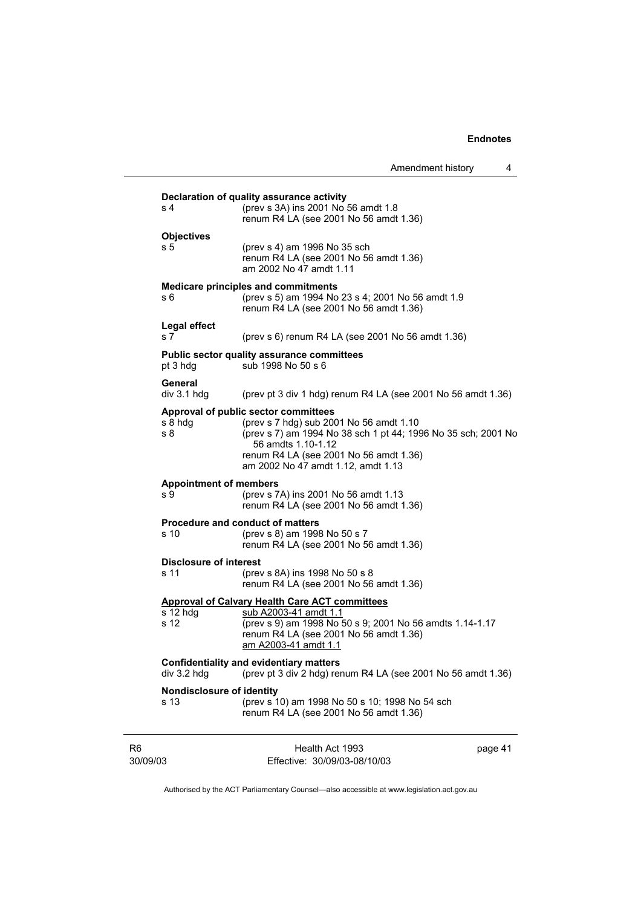**Declaration of quality assurance activity**

s 4 (prev s 3A) ins 2001 No 56 amdt 1.8
renum R4 LA (see 2001 No 56 amdt 1.36)

**Objectives**

s 5 (prev s 4) am 1996 No 35 sch
renum R4 LA (see 2001 No 56 amdt 1.36)
am 2002 No 47 amdt 1.11

**Medicare principles and commitments**

s 6 (prev s 5) am 1994 No 23 s 4; 2001 No 56 amdt 1.9
renum R4 LA (see 2001 No 56 amdt 1.36)

**Legal effect**

s 7 (prev s 6) renum R4 LA (see 2001 No 56 amdt 1.36)

**Public sector quality assurance committees**

pt 3 hdg sub 1998 No 50 s 6

**General**

div 3.1 hdg (prev pt 3 div 1 hdg) renum R4 LA (see 2001 No 56 amdt 1.36)

**Approval of public sector committees**

s 8 hdg (prev s 7 hdg) sub 2001 No 56 amdt 1.10

s 8 (prev s 7) am 1994 No 38 sch 1 pt 44; 1996 No 35 sch; 2001 No 56 amdts 1.10-1.12
renum R4 LA (see 2001 No 56 amdt 1.36)
am 2002 No 47 amdt 1.12, amdt 1.13

**Appointment of members**

s 9 (prev s 7A) ins 2001 No 56 amdt 1.13
renum R4 LA (see 2001 No 56 amdt 1.36)

**Procedure and conduct of matters**

s 10 (prev s 8) am 1998 No 50 s 7
renum R4 LA (see 2001 No 56 amdt 1.36)

**Disclosure of interest**

s 11 (prev s 8A) ins 1998 No 50 s 8
renum R4 LA (see 2001 No 56 amdt 1.36)

**Approval of Calvary Health Care ACT committees**

s 12 hdg sub A2003-41 amdt 1.1

s 12 (prev s 9) am 1998 No 50 s 9; 2001 No 56 amdts 1.14-1.17
renum R4 LA (see 2001 No 56 amdt 1.36)
am A2003-41 amdt 1.1

**Confidentiality and evidentiary matters**

div 3.2 hdg (prev pt 3 div 2 hdg) renum R4 LA (see 2001 No 56 amdt 1.36)

**Nondisclosure of identity**

s 13 (prev s 10) am 1998 No 50 s 10; 1998 No 54 sch
renum R4 LA (see 2001 No 56 amdt 1.36)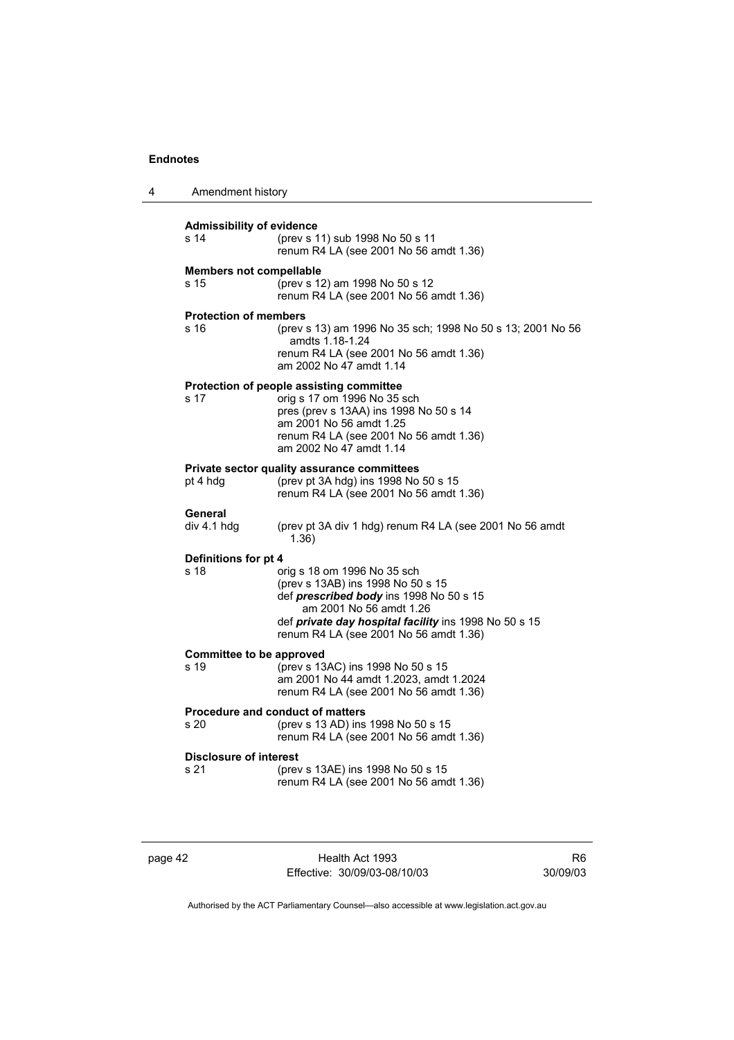**Admissibility of evidence**

s 14 (prev s 11) sub 1998 No 50 s 11
renum R4 LA (see 2001 No 56 amdt 1.36)

**Members not compellable**

s 15 (prev s 12) am 1998 No 50 s 12
renum R4 LA (see 2001 No 56 amdt 1.36)

**Protection of members**

s 16 (prev s 13) am 1996 No 35 sch; 1998 No 50 s 13; 2001 No 56 amdts 1.18-1.24
renum R4 LA (see 2001 No 56 amdt 1.36)
am 2002 No 47 amdt 1.14

**Protection of people assisting committee**

s 17 orig s 17 om 1996 No 35 sch
pres (prev s 13AA) ins 1998 No 50 s 14
am 2001 No 56 amdt 1.25
renum R4 LA (see 2001 No 56 amdt 1.36)
am 2002 No 47 amdt 1.14

**Private sector quality assurance committees**

pt 4 hdg (prev pt 3A hdg) ins 1998 No 50 s 15
renum R4 LA (see 2001 No 56 amdt 1.36)

**General**

div 4.1 hdg (prev pt 3A div 1 hdg) renum R4 LA (see 2001 No 56 amdt 1.36)

**Definitions for pt 4**

s 18 orig s 18 om 1996 No 35 sch
(prev s 13AB) ins 1998 No 50 s 15
def ***prescribed body*** ins 1998 No 50 s 15
am 2001 No 56 amdt 1.26
def ***private day hospital facility*** ins 1998 No 50 s 15
renum R4 LA (see 2001 No 56 amdt 1.36)

**Committee to be approved**

s 19 (prev s 13AC) ins 1998 No 50 s 15
am 2001 No 44 amdt 1.2023, amdt 1.2024
renum R4 LA (see 2001 No 56 amdt 1.36)

**Procedure and conduct of matters**

s 20 (prev s 13 AD) ins 1998 No 50 s 15
renum R4 LA (see 2001 No 56 amdt 1.36)

**Disclosure of interest**

s 21 (prev s 13AE) ins 1998 No 50 s 15
renum R4 LA (see 2001 No 56 amdt 1.36)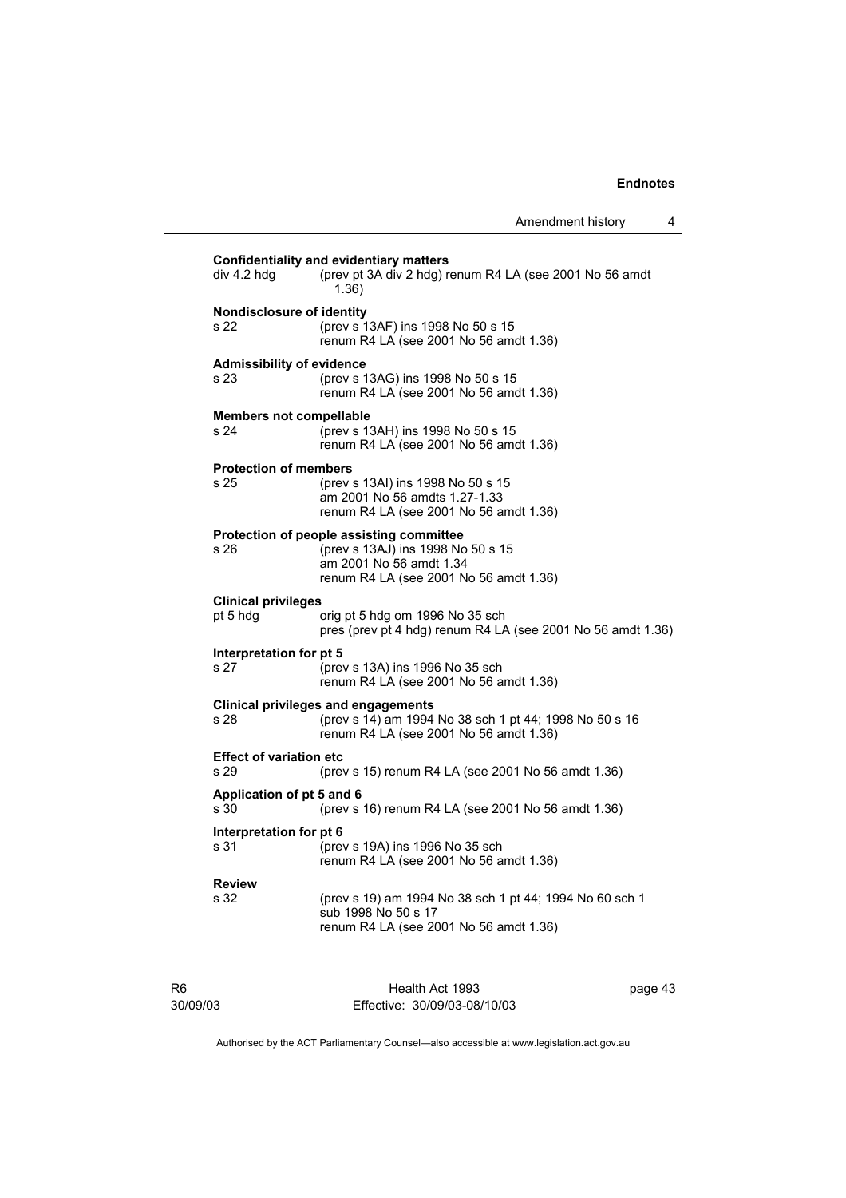**Confidentiality and evidentiary matters**

div 4.2 hdg (prev pt 3A div 2 hdg) renum R4 LA (see 2001 No 56 amdt 1.36)

**Nondisclosure of identity**

s 22 (prev s 13AF) ins 1998 No 50 s 15
renum R4 LA (see 2001 No 56 amdt 1.36)

**Admissibility of evidence**

s 23 (prev s 13AG) ins 1998 No 50 s 15
renum R4 LA (see 2001 No 56 amdt 1.36)

**Members not compellable**

s 24 (prev s 13AH) ins 1998 No 50 s 15
renum R4 LA (see 2001 No 56 amdt 1.36)

**Protection of members**

s 25 (prev s 13AI) ins 1998 No 50 s 15
am 2001 No 56 amdts 1.27-1.33
renum R4 LA (see 2001 No 56 amdt 1.36)

**Protection of people assisting committee**

s 26 (prev s 13AJ) ins 1998 No 50 s 15
am 2001 No 56 amdt 1.34
renum R4 LA (see 2001 No 56 amdt 1.36)

**Clinical privileges**

pt 5 hdg orig pt 5 hdg om 1996 No 35 sch
pres (prev pt 4 hdg) renum R4 LA (see 2001 No 56 amdt 1.36)

**Interpretation for pt 5**

s 27 (prev s 13A) ins 1996 No 35 sch
renum R4 LA (see 2001 No 56 amdt 1.36)

**Clinical privileges and engagements**

s 28 (prev s 14) am 1994 No 38 sch 1 pt 44; 1998 No 50 s 16
renum R4 LA (see 2001 No 56 amdt 1.36)

**Effect of variation etc**

s 29 (prev s 15) renum R4 LA (see 2001 No 56 amdt 1.36)

**Application of pt 5 and 6**

s 30 (prev s 16) renum R4 LA (see 2001 No 56 amdt 1.36)

**Interpretation for pt 6**

s 31 (prev s 19A) ins 1996 No 35 sch
renum R4 LA (see 2001 No 56 amdt 1.36)

**Review**

s 32 (prev s 19) am 1994 No 38 sch 1 pt 44; 1994 No 60 sch 1
sub 1998 No 50 s 17
renum R4 LA (see 2001 No 56 amdt 1.36)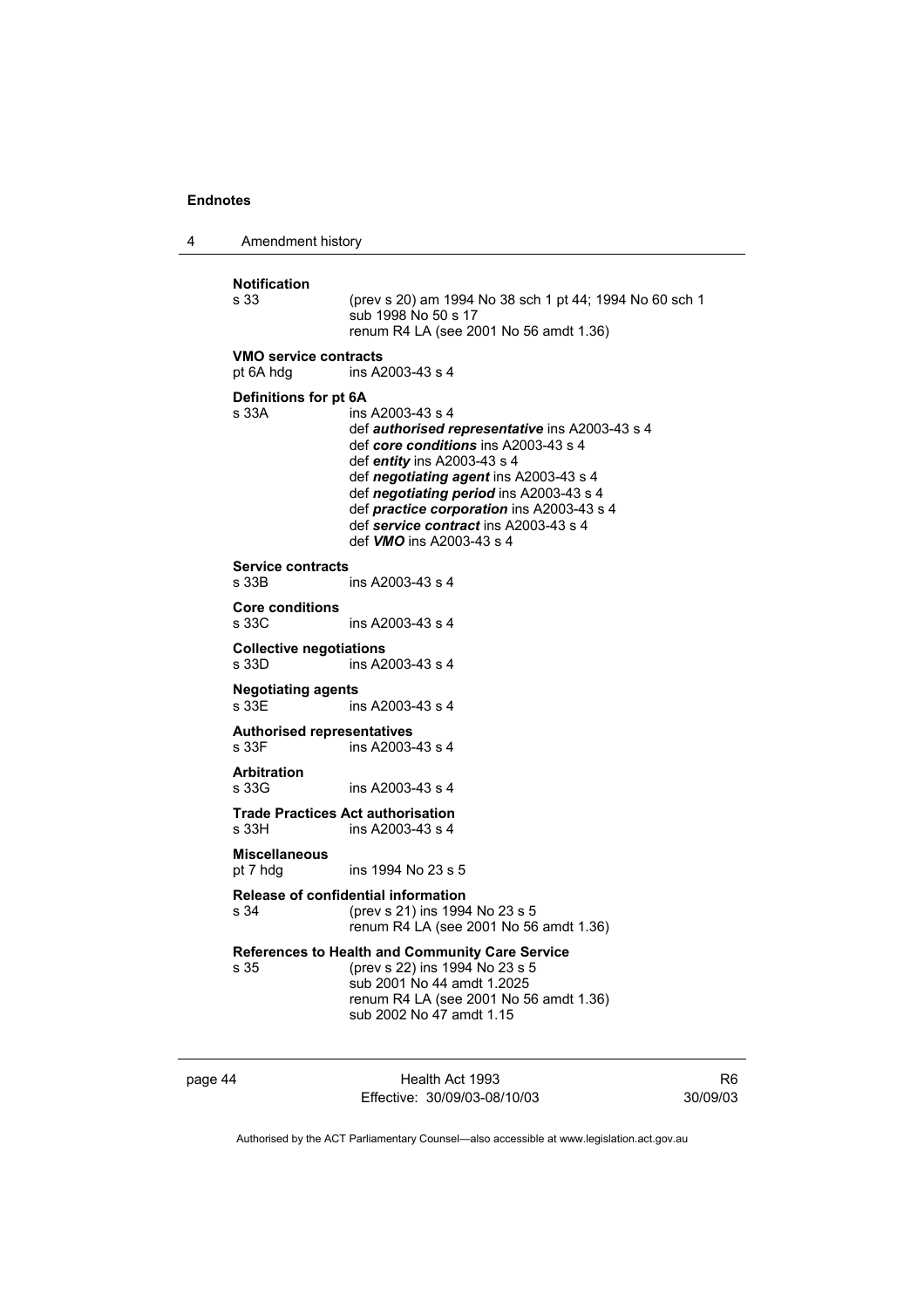**Notification**

s 33 (prev s 20) am 1994 No 38 sch 1 pt 44; 1994 No 60 sch 1
sub 1998 No 50 s 17
renum R4 LA (see 2001 No 56 amdt 1.36)

**VMO service contracts**

pt 6A hdg ins A2003-43 s 4

**Definitions for pt 6A**

s 33A ins A2003-43 s 4
def ***authorised representative*** ins A2003-43 s 4
def ***core conditions*** ins A2003-43 s 4
def ***entity*** ins A2003-43 s 4
def ***negotiating agent*** ins A2003-43 s 4
def ***negotiating period*** ins A2003-43 s 4
def ***practice corporation*** ins A2003-43 s 4
def ***service contract*** ins A2003-43 s 4
def ***VMO*** ins A2003-43 s 4

**Service contracts**

s 33B ins A2003-43 s 4

**Core conditions**

s 33C ins A2003-43 s 4

**Collective negotiations**

s 33D ins A2003-43 s 4

**Negotiating agents**

s 33E ins A2003-43 s 4

**Authorised representatives**

s 33F ins A2003-43 s 4

**Arbitration**

s 33G ins A2003-43 s 4

**Trade Practices Act authorisation**

s 33H ins A2003-43 s 4

**Miscellaneous**

pt 7 hdg ins 1994 No 23 s 5

**Release of confidential information**

s 34 (prev s 21) ins 1994 No 23 s 5
renum R4 LA (see 2001 No 56 amdt 1.36)

**References to Health and Community Care Service**

s 35 (prev s 22) ins 1994 No 23 s 5
sub 2001 No 44 amdt 1.2025
renum R4 LA (see 2001 No 56 amdt 1.36)
sub 2002 No 47 amdt 1.15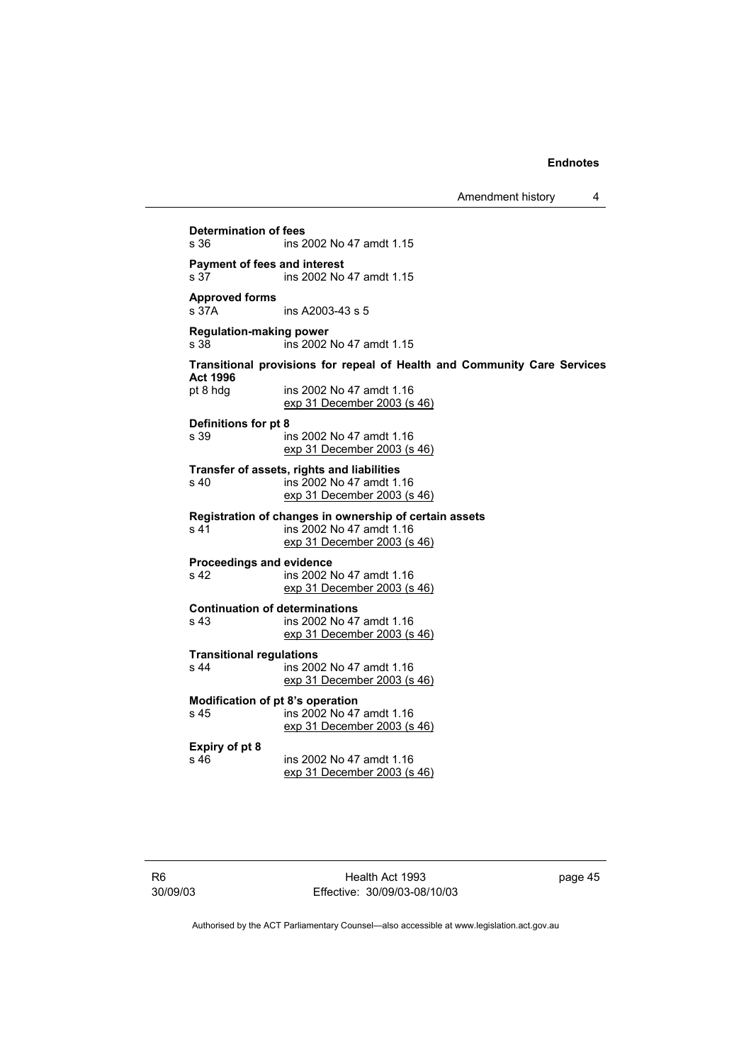**Determination of fees**
s 36 ins 2002 No 47 amdt 1.15

**Payment of fees and interest**
s 37 ins 2002 No 47 amdt 1.15

**Approved forms**
s 37A ins A2003-43 s 5

**Regulation-making power**
s 38 ins 2002 No 47 amdt 1.15

**Transitional provisions for repeal of Health and Community Care Services Act 1996**
pt 8 hdg ins 2002 No 47 amdt 1.16
exp 31 December 2003 (s 46)

**Definitions for pt 8**
s 39 ins 2002 No 47 amdt 1.16
exp 31 December 2003 (s 46)

**Transfer of assets, rights and liabilities**
s 40 ins 2002 No 47 amdt 1.16
exp 31 December 2003 (s 46)

**Registration of changes in ownership of certain assets**
s 41 ins 2002 No 47 amdt 1.16
exp 31 December 2003 (s 46)

**Proceedings and evidence**
s 42 ins 2002 No 47 amdt 1.16
exp 31 December 2003 (s 46)

**Continuation of determinations**
s 43 ins 2002 No 47 amdt 1.16
exp 31 December 2003 (s 46)

**Transitional regulations**
s 44 ins 2002 No 47 amdt 1.16
exp 31 December 2003 (s 46)

**Modification of pt 8's operation**
s 45 ins 2002 No 47 amdt 1.16
exp 31 December 2003 (s 46)

**Expiry of pt 8**
s 46 ins 2002 No 47 amdt 1.16
exp 31 December 2003 (s 46)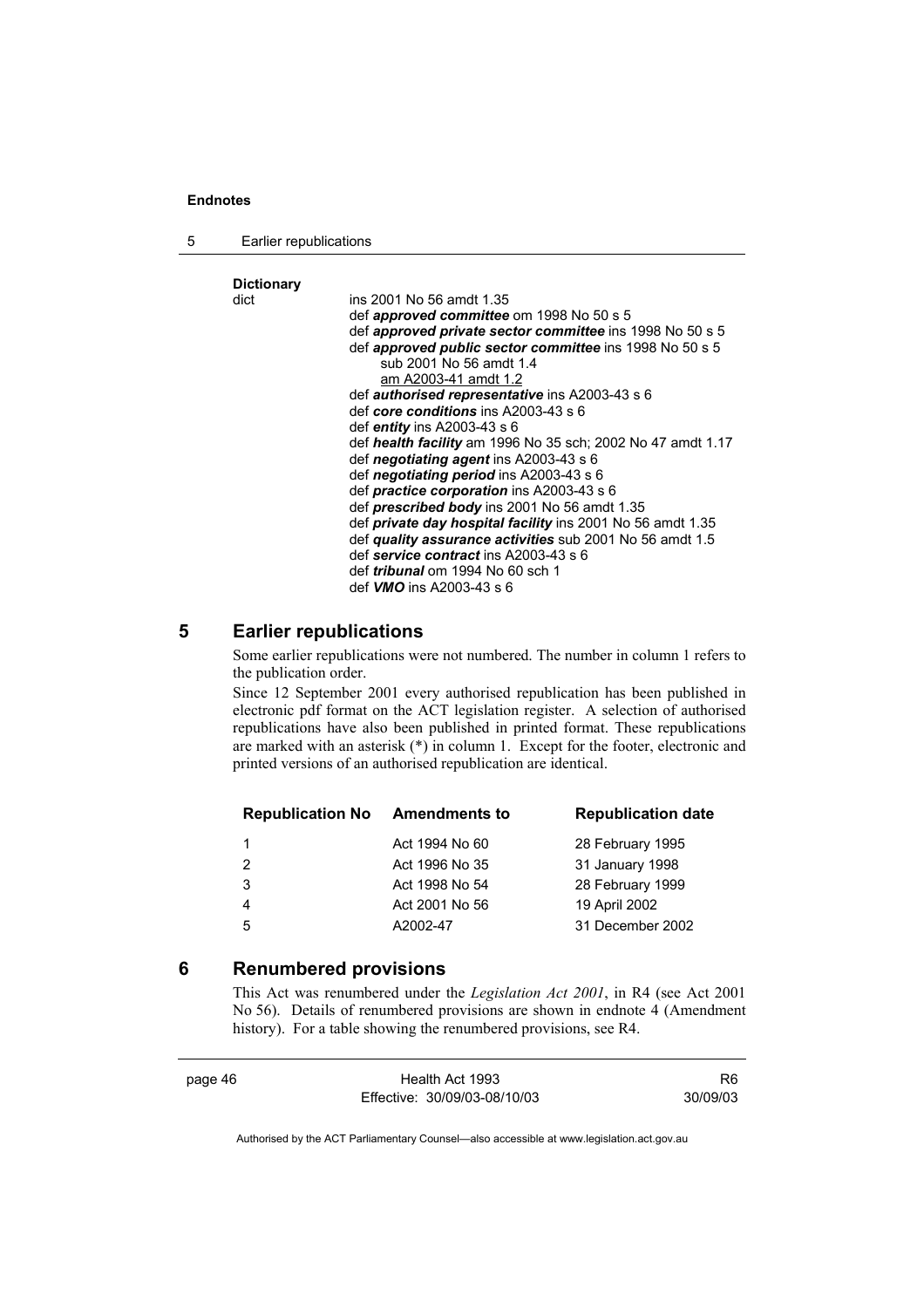**Dictionary**

dict ins 2001 No 56 amdt 1.35
def ***approved committee*** om 1998 No 50 s 5
def ***approved private sector committee*** ins 1998 No 50 s 5
def ***approved public sector committee*** ins 1998 No 50 s 5
sub 2001 No 56 amdt 1.4
am A2003-41 amdt 1.2
def ***authorised representative*** ins A2003-43 s 6
def ***core conditions*** ins A2003-43 s 6
def ***entity*** ins A2003-43 s 6
def ***health facility*** am 1996 No 35 sch; 2002 No 47 amdt 1.17
def ***negotiating agent*** ins A2003-43 s 6
def ***negotiating period*** ins A2003-43 s 6
def ***practice corporation*** ins A2003-43 s 6
def ***prescribed body*** ins 2001 No 56 amdt 1.35
def ***private day hospital facility*** ins 2001 No 56 amdt 1.35
def ***quality assurance activities*** sub 2001 No 56 amdt 1.5
def ***service contract*** ins A2003-43 s 6
def ***tribunal*** om 1994 No 60 sch 1
def ***VMO*** ins A2003-43 s 6

## 5 Earlier republications

Some earlier republications were not numbered. The number in column 1 refers to the publication order.

Since 12 September 2001 every authorised republication has been published in electronic pdf format on the ACT legislation register. A selection of authorised republications have also been published in printed format. These republications are marked with an asterisk (*) in column 1. Except for the footer, electronic and printed versions of an authorised republication are identical.

| Republication No | Amendments to | Republication date |
|---|---|---|
| 1 | Act 1994 No 60 | 28 February 1995 |
| 2 | Act 1996 No 35 | 31 January 1998 |
| 3 | Act 1998 No 54 | 28 February 1999 |
| 4 | Act 2001 No 56 | 19 April 2002 |
| 5 | A2002-47 | 31 December 2002 |

## 6 Renumbered provisions

This Act was renumbered under the *Legislation Act 2001*, in R4 (see Act 2001 No 56). Details of renumbered provisions are shown in endnote 4 (Amendment history). For a table showing the renumbered provisions, see R4.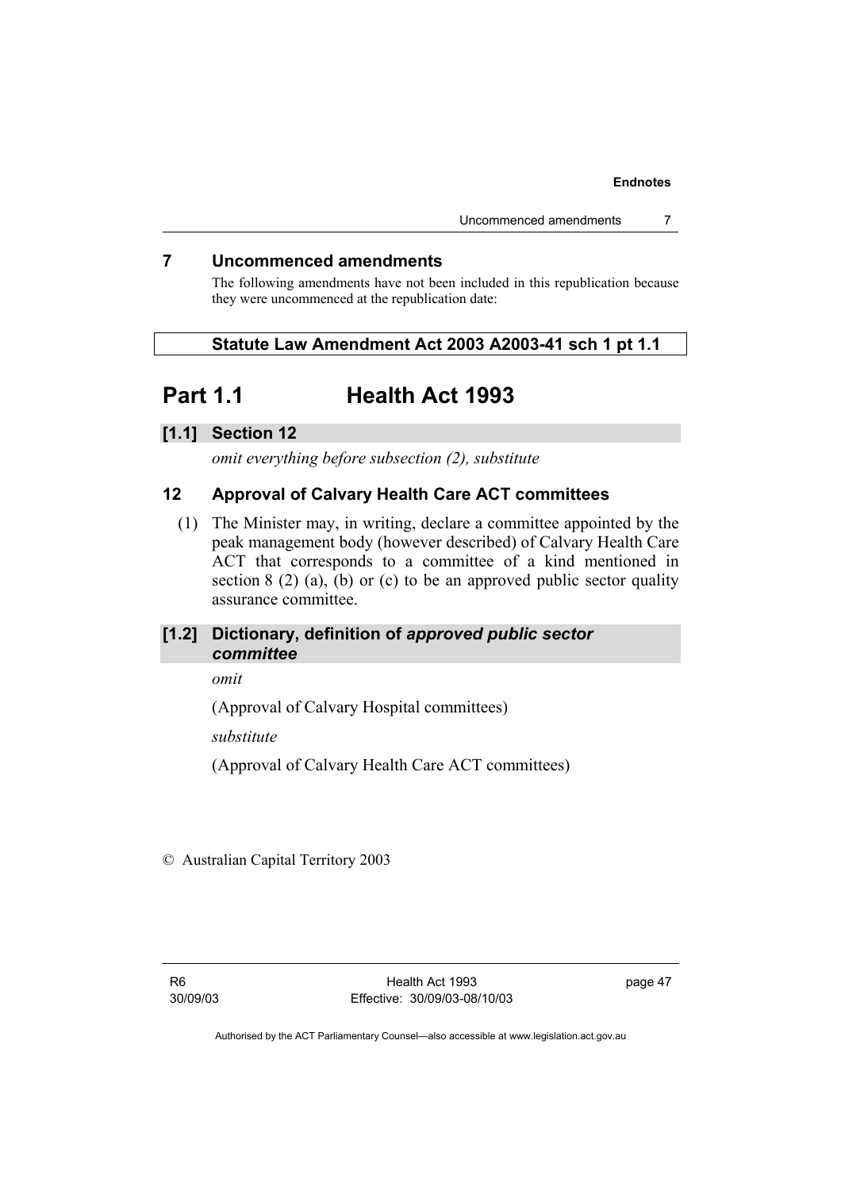## 7 Uncommenced amendments

The following amendments have not been included in this republication because they were uncommenced at the republication date:

**Statute Law Amendment Act 2003 A2003-41 sch 1 pt 1.1**

# Part 1.1 Health Act 1993

### [1.1] Section 12

*omit everything before subsection (2), substitute*

### 12 Approval of Calvary Health Care ACT committees

(1) The Minister may, in writing, declare a committee appointed by the peak management body (however described) of Calvary Health Care ACT that corresponds to a committee of a kind mentioned in section 8 (2) (a), (b) or (c) to be an approved public sector quality assurance committee.

### [1.2] Dictionary, definition of *approved public sector committee*

*omit*

(Approval of Calvary Hospital committees)

*substitute*

(Approval of Calvary Health Care ACT committees)

© Australian Capital Territory 2003